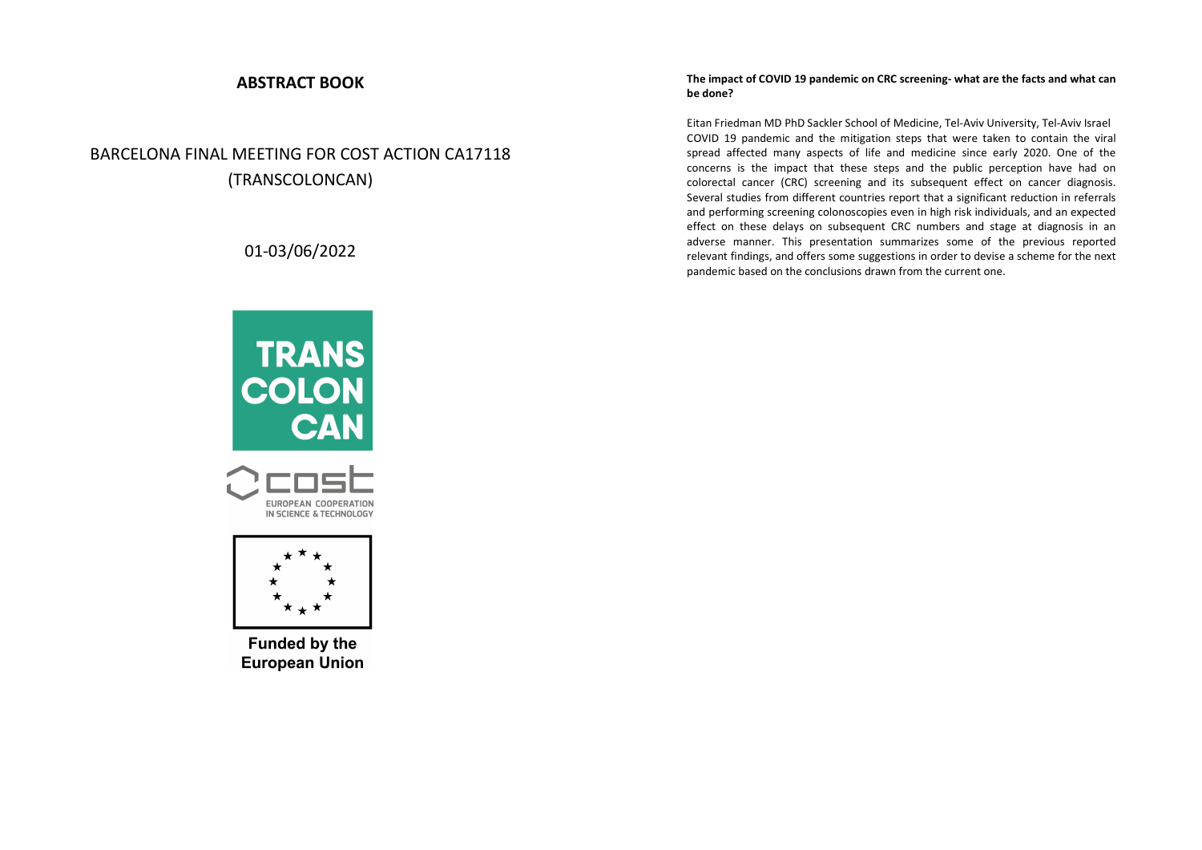# ABSTRACT BOOK

## BARCELONA FINAL MEETING FOR COST ACTION CA17118 (TRANSCOLONCAN)

01-03/06/2022

TRANS COLON CAN

cost
EUROPEAN COOPERATION IN SCIENCE & TECHNOLOGY

Funded by the European Union

**The impact of COVID 19 pandemic on CRC screening- what are the facts and what can be done?**

Eitan Friedman MD PhD Sackler School of Medicine, Tel-Aviv University, Tel-Aviv Israel

COVID 19 pandemic and the mitigation steps that were taken to contain the viral spread affected many aspects of life and medicine since early 2020. One of the concerns is the impact that these steps and the public perception have had on colorectal cancer (CRC) screening and its subsequent effect on cancer diagnosis. Several studies from different countries report that a significant reduction in referrals and performing screening colonoscopies even in high risk individuals, and an expected effect on these delays on subsequent CRC numbers and stage at diagnosis in an adverse manner. This presentation summarizes some of the previous reported relevant findings, and offers some suggestions in order to devise a scheme for the next pandemic based on the conclusions drawn from the current one.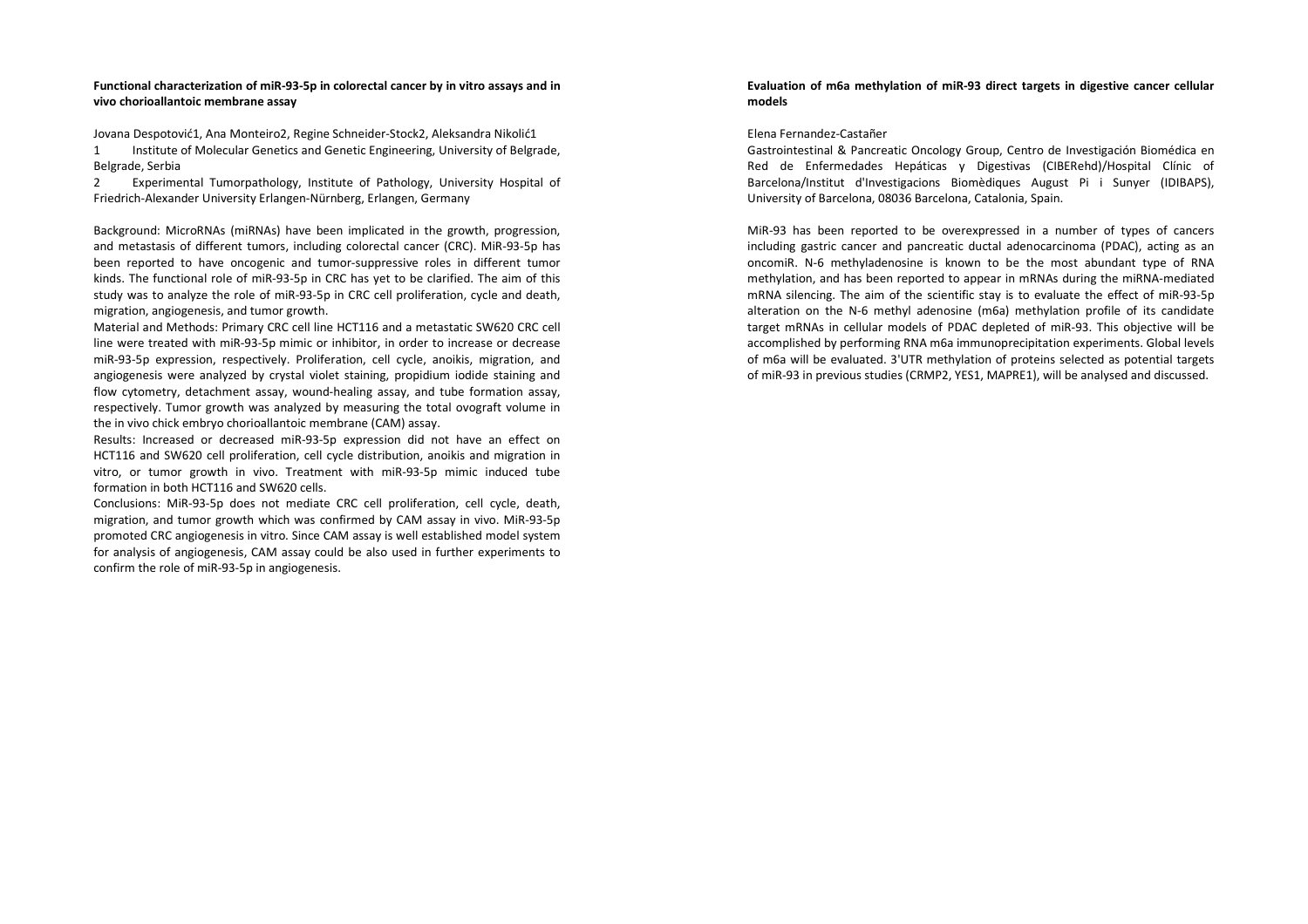**Functional characterization of miR-93-5p in colorectal cancer by in vitro assays and in vivo chorioallantoic membrane assay**

Jovana Despotović[1], Ana Monteiro[2], Regine Schneider-Stock[2], Aleksandra Nikolić[1]

1 Institute of Molecular Genetics and Genetic Engineering, University of Belgrade, Belgrade, Serbia

2 Experimental Tumorpathology, Institute of Pathology, University Hospital of Friedrich-Alexander University Erlangen-Nürnberg, Erlangen, Germany

Background: MicroRNAs (miRNAs) have been implicated in the growth, progression, and metastasis of different tumors, including colorectal cancer (CRC). MiR-93-5p has been reported to have oncogenic and tumor-suppressive roles in different tumor kinds. The functional role of miR-93-5p in CRC has yet to be clarified. The aim of this study was to analyze the role of miR-93-5p in CRC cell proliferation, cycle and death, migration, angiogenesis, and tumor growth.

Material and Methods: Primary CRC cell line HCT116 and a metastatic SW620 CRC cell line were treated with miR-93-5p mimic or inhibitor, in order to increase or decrease miR-93-5p expression, respectively. Proliferation, cell cycle, anoikis, migration, and angiogenesis were analyzed by crystal violet staining, propidium iodide staining and flow cytometry, detachment assay, wound-healing assay, and tube formation assay, respectively. Tumor growth was analyzed by measuring the total ovograft volume in the in vivo chick embryo chorioallantoic membrane (CAM) assay.

Results: Increased or decreased miR-93-5p expression did not have an effect on HCT116 and SW620 cell proliferation, cell cycle distribution, anoikis and migration in vitro, or tumor growth in vivo. Treatment with miR-93-5p mimic induced tube formation in both HCT116 and SW620 cells.

Conclusions: MiR-93-5p does not mediate CRC cell proliferation, cell cycle, death, migration, and tumor growth which was confirmed by CAM assay in vivo. MiR-93-5p promoted CRC angiogenesis in vitro. Since CAM assay is well established model system for analysis of angiogenesis, CAM assay could be also used in further experiments to confirm the role of miR-93-5p in angiogenesis.

**Evaluation of m6a methylation of miR-93 direct targets in digestive cancer cellular models**

Elena Fernandez-Castañer

Gastrointestinal & Pancreatic Oncology Group, Centro de Investigación Biomédica en Red de Enfermedades Hepáticas y Digestivas (CIBERehd)/Hospital Clínic of Barcelona/Institut d'Investigacions Biomèdiques August Pi i Sunyer (IDIBAPS), University of Barcelona, 08036 Barcelona, Catalonia, Spain.

MiR-93 has been reported to be overexpressed in a number of types of cancers including gastric cancer and pancreatic ductal adenocarcinoma (PDAC), acting as an oncomiR. N-6 methyladenosine is known to be the most abundant type of RNA methylation, and has been reported to appear in mRNAs during the miRNA-mediated mRNA silencing. The aim of the scientific stay is to evaluate the effect of miR-93-5p alteration on the N-6 methyl adenosine (m6a) methylation profile of its candidate target mRNAs in cellular models of PDAC depleted of miR-93. This objective will be accomplished by performing RNA m6a immunoprecipitation experiments. Global levels of m6a will be evaluated. 3'UTR methylation of proteins selected as potential targets of miR-93 in previous studies (CRMP2, YES1, MAPRE1), will be analysed and discussed.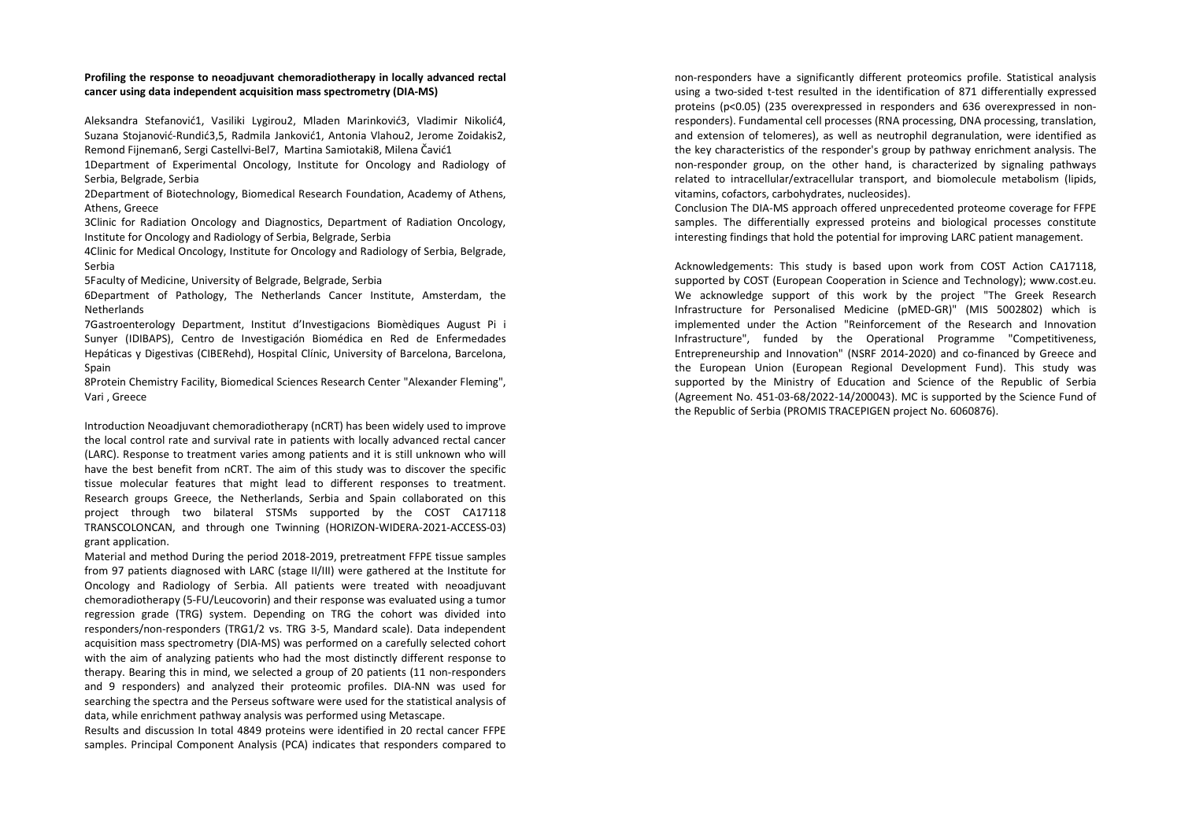**Profiling the response to neoadjuvant chemoradiotherapy in locally advanced rectal cancer using data independent acquisition mass spectrometry (DIA-MS)**

Aleksandra Stefanović1, Vasiliki Lygirou2, Mladen Marinković3, Vladimir Nikolić4, Suzana Stojanović-Rundić3,5, Radmila Janković1, Antonia Vlahou2, Jerome Zoidakis2, Remond Fijneman6, Sergi Castellvi-Bel7, Martina Samiotaki8, Milena Čavić1

1Department of Experimental Oncology, Institute for Oncology and Radiology of Serbia, Belgrade, Serbia

2Department of Biotechnology, Biomedical Research Foundation, Academy of Athens, Athens, Greece

3Clinic for Radiation Oncology and Diagnostics, Department of Radiation Oncology, Institute for Oncology and Radiology of Serbia, Belgrade, Serbia

4Clinic for Medical Oncology, Institute for Oncology and Radiology of Serbia, Belgrade, Serbia

5Faculty of Medicine, University of Belgrade, Belgrade, Serbia

6Department of Pathology, The Netherlands Cancer Institute, Amsterdam, the Netherlands

7Gastroenterology Department, Institut d'Investigacions Biomèdiques August Pi i Sunyer (IDIBAPS), Centro de Investigación Biomédica en Red de Enfermedades Hepáticas y Digestivas (CIBERehd), Hospital Clínic, University of Barcelona, Barcelona, Spain

8Protein Chemistry Facility, Biomedical Sciences Research Center "Alexander Fleming", Vari , Greece

Introduction Neoadjuvant chemoradiotherapy (nCRT) has been widely used to improve the local control rate and survival rate in patients with locally advanced rectal cancer (LARC). Response to treatment varies among patients and it is still unknown who will have the best benefit from nCRT. The aim of this study was to discover the specific tissue molecular features that might lead to different responses to treatment. Research groups Greece, the Netherlands, Serbia and Spain collaborated on this project through two bilateral STSMs supported by the COST CA17118 TRANSCOLONCAN, and through one Twinning (HORIZON-WIDERA-2021-ACCESS-03) grant application.

Material and method During the period 2018-2019, pretreatment FFPE tissue samples from 97 patients diagnosed with LARC (stage II/III) were gathered at the Institute for Oncology and Radiology of Serbia. All patients were treated with neoadjuvant chemoradiotherapy (5-FU/Leucovorin) and their response was evaluated using a tumor regression grade (TRG) system. Depending on TRG the cohort was divided into responders/non-responders (TRG1/2 vs. TRG 3-5, Mandard scale). Data independent acquisition mass spectrometry (DIA-MS) was performed on a carefully selected cohort with the aim of analyzing patients who had the most distinctly different response to therapy. Bearing this in mind, we selected a group of 20 patients (11 non-responders and 9 responders) and analyzed their proteomic profiles. DIA-NN was used for searching the spectra and the Perseus software were used for the statistical analysis of data, while enrichment pathway analysis was performed using Metascape.

Results and discussion In total 4849 proteins were identified in 20 rectal cancer FFPE samples. Principal Component Analysis (PCA) indicates that responders compared to non-responders have a significantly different proteomics profile. Statistical analysis using a two-sided t-test resulted in the identification of 871 differentially expressed proteins ($p<0.05$) (235 overexpressed in responders and 636 overexpressed in non-responders). Fundamental cell processes (RNA processing, DNA processing, translation, and extension of telomeres), as well as neutrophil degranulation, were identified as the key characteristics of the responder's group by pathway enrichment analysis. The non-responder group, on the other hand, is characterized by signaling pathways related to intracellular/extracellular transport, and biomolecule metabolism (lipids, vitamins, cofactors, carbohydrates, nucleosides).

Conclusion The DIA-MS approach offered unprecedented proteome coverage for FFPE samples. The differentially expressed proteins and biological processes constitute interesting findings that hold the potential for improving LARC patient management.

Acknowledgements: This study is based upon work from COST Action CA17118, supported by COST (European Cooperation in Science and Technology); www.cost.eu. We acknowledge support of this work by the project "The Greek Research Infrastructure for Personalised Medicine (pMED-GR)" (MIS 5002802) which is implemented under the Action "Reinforcement of the Research and Innovation Infrastructure", funded by the Operational Programme "Competitiveness, Entrepreneurship and Innovation" (NSRF 2014-2020) and co-financed by Greece and the European Union (European Regional Development Fund). This study was supported by the Ministry of Education and Science of the Republic of Serbia (Agreement No. 451-03-68/2022-14/200043). MC is supported by the Science Fund of the Republic of Serbia (PROMIS TRACEPIGEN project No. 6060876).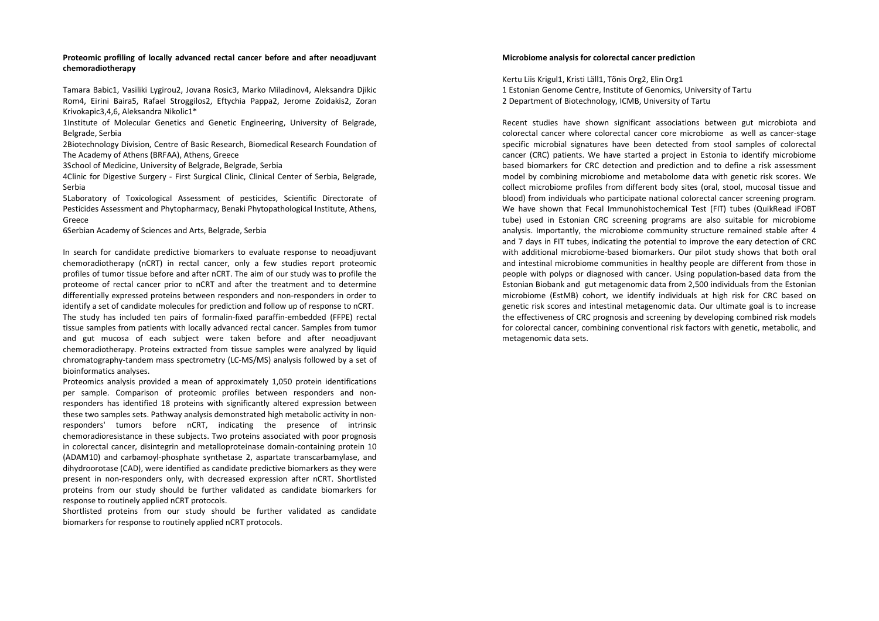### Proteomic profiling of locally advanced rectal cancer before and after neoadjuvant chemoradiotherapy

Tamara Babic1, Vasiliki Lygirou2, Jovana Rosic3, Marko Miladinov4, Aleksandra Djikic Rom4, Eirini Baira5, Rafael Stroggilos2, Eftychia Pappa2, Jerome Zoidakis2, Zoran Krivokapic3,4,6, Aleksandra Nikolic1*

1Institute of Molecular Genetics and Genetic Engineering, University of Belgrade, Belgrade, Serbia

2Biotechnology Division, Centre of Basic Research, Biomedical Research Foundation of The Academy of Athens (BRFAA), Athens, Greece

3School of Medicine, University of Belgrade, Belgrade, Serbia

4Clinic for Digestive Surgery - First Surgical Clinic, Clinical Center of Serbia, Belgrade, Serbia

5Laboratory of Toxicological Assessment of pesticides, Scientific Directorate of Pesticides Assessment and Phytopharmacy, Benaki Phytopathological Institute, Athens, Greece

6Serbian Academy of Sciences and Arts, Belgrade, Serbia

In search for candidate predictive biomarkers to evaluate response to neoadjuvant chemoradiotherapy (nCRT) in rectal cancer, only a few studies report proteomic profiles of tumor tissue before and after nCRT. The aim of our study was to profile the proteome of rectal cancer prior to nCRT and after the treatment and to determine differentially expressed proteins between responders and non-responders in order to identify a set of candidate molecules for prediction and follow up of response to nCRT.
The study has included ten pairs of formalin-fixed paraffin-embedded (FFPE) rectal tissue samples from patients with locally advanced rectal cancer. Samples from tumor and gut mucosa of each subject were taken before and after neoadjuvant chemoradiotherapy. Proteins extracted from tissue samples were analyzed by liquid chromatography-tandem mass spectrometry (LC-MS/MS) analysis followed by a set of bioinformatics analyses.
Proteomics analysis provided a mean of approximately 1,050 protein identifications per sample. Comparison of proteomic profiles between responders and non-responders has identified 18 proteins with significantly altered expression between these two samples sets. Pathway analysis demonstrated high metabolic activity in non-responders' tumors before nCRT, indicating the presence of intrinsic chemoradioresistance in these subjects. Two proteins associated with poor prognosis in colorectal cancer, disintegrin and metalloproteinase domain-containing protein 10 (ADAM10) and carbamoyl-phosphate synthetase 2, aspartate transcarbamylase, and dihydroorotase (CAD), were identified as candidate predictive biomarkers as they were present in non-responders only, with decreased expression after nCRT. Shortlisted proteins from our study should be further validated as candidate biomarkers for response to routinely applied nCRT protocols.
Shortlisted proteins from our study should be further validated as candidate biomarkers for response to routinely applied nCRT protocols.

### Microbiome analysis for colorectal cancer prediction

Kertu Liis Krigul1, Kristi Läll1, Tõnis Org2, Elin Org1
1 Estonian Genome Centre, Institute of Genomics, University of Tartu
2 Department of Biotechnology, ICMB, University of Tartu

Recent studies have shown significant associations between gut microbiota and colorectal cancer where colorectal cancer core microbiome as well as cancer-stage specific microbial signatures have been detected from stool samples of colorectal cancer (CRC) patients. We have started a project in Estonia to identify microbiome based biomarkers for CRC detection and prediction and to define a risk assessment model by combining microbiome and metabolome data with genetic risk scores. We collect microbiome profiles from different body sites (oral, stool, mucosal tissue and blood) from individuals who participate national colorectal cancer screening program. We have shown that Fecal Immunohistochemical Test (FIT) tubes (QuikRead iFOBT tube) used in Estonian CRC screening programs are also suitable for microbiome analysis. Importantly, the microbiome community structure remained stable after 4 and 7 days in FIT tubes, indicating the potential to improve the eary detection of CRC with additional microbiome-based biomarkers. Our pilot study shows that both oral and intestinal microbiome communities in healthy people are different from those in people with polyps or diagnosed with cancer. Using population-based data from the Estonian Biobank and gut metagenomic data from 2,500 individuals from the Estonian microbiome (EstMB) cohort, we identify individuals at high risk for CRC based on genetic risk scores and intestinal metagenomic data. Our ultimate goal is to increase the effectiveness of CRC prognosis and screening by developing combined risk models for colorectal cancer, combining conventional risk factors with genetic, metabolic, and metagenomic data sets.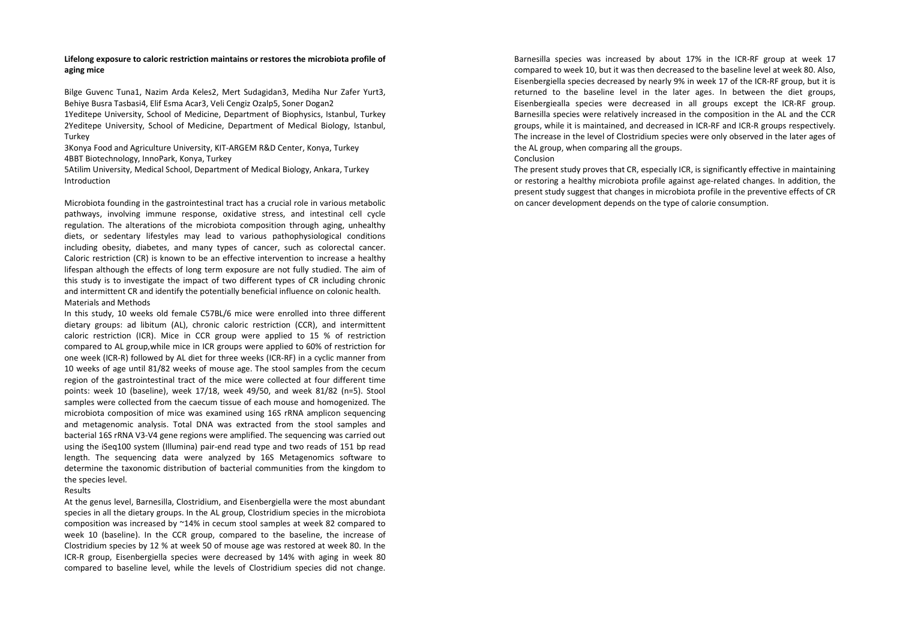**Lifelong exposure to caloric restriction maintains or restores the microbiota profile of aging mice**

Bilge Guvenc Tuna1, Nazim Arda Keles2, Mert Sudagidan3, Mediha Nur Zafer Yurt3, Behiye Busra Tasbasi4, Elif Esma Acar3, Veli Cengiz Ozalp5, Soner Dogan2

1Yeditepe University, School of Medicine, Department of Biophysics, Istanbul, Turkey

2Yeditepe University, School of Medicine, Department of Medical Biology, Istanbul, Turkey

3Konya Food and Agriculture University, KIT-ARGEM R&D Center, Konya, Turkey

4BBT Biotechnology, InnoPark, Konya, Turkey

5Atilim University, Medical School, Department of Medical Biology, Ankara, Turkey

Introduction

Microbiota founding in the gastrointestinal tract has a crucial role in various metabolic pathways, involving immune response, oxidative stress, and intestinal cell cycle regulation. The alterations of the microbiota composition through aging, unhealthy diets, or sedentary lifestyles may lead to various pathophysiological conditions including obesity, diabetes, and many types of cancer, such as colorectal cancer. Caloric restriction (CR) is known to be an effective intervention to increase a healthy lifespan although the effects of long term exposure are not fully studied. The aim of this study is to investigate the impact of two different types of CR including chronic and intermittent CR and identify the potentially beneficial influence on colonic health.

Materials and Methods

In this study, 10 weeks old female C57BL/6 mice were enrolled into three different dietary groups: ad libitum (AL), chronic caloric restriction (CCR), and intermittent caloric restriction (ICR). Mice in CCR group were applied to 15 % of restriction compared to AL group,while mice in ICR groups were applied to 60% of restriction for one week (ICR-R) followed by AL diet for three weeks (ICR-RF) in a cyclic manner from 10 weeks of age until 81/82 weeks of mouse age. The stool samples from the cecum region of the gastrointestinal tract of the mice were collected at four different time points: week 10 (baseline), week 17/18, week 49/50, and week 81/82 (n=5). Stool samples were collected from the caecum tissue of each mouse and homogenized. The microbiota composition of mice was examined using 16S rRNA amplicon sequencing and metagenomic analysis. Total DNA was extracted from the stool samples and bacterial 16S rRNA V3-V4 gene regions were amplified. The sequencing was carried out using the iSeq100 system (Illumina) pair-end read type and two reads of 151 bp read length. The sequencing data were analyzed by 16S Metagenomics software to determine the taxonomic distribution of bacterial communities from the kingdom to the species level.

Results

At the genus level, Barnesilla, Clostridium, and Eisenbergiella were the most abundant species in all the dietary groups. In the AL group, Clostridium species in the microbiota composition was increased by ~14% in cecum stool samples at week 82 compared to week 10 (baseline). In the CCR group, compared to the baseline, the increase of Clostridium species by 12 % at week 50 of mouse age was restored at week 80. In the ICR-R group, Eisenbergiella species were decreased by 14% with aging in week 80 compared to baseline level, while the levels of Clostridium species did not change. Barnesilla species was increased by about 17% in the ICR-RF group at week 17 compared to week 10, but it was then decreased to the baseline level at week 80. Also, Eisenbergiella species decreased by nearly 9% in week 17 of the ICR-RF group, but it is returned to the baseline level in the later ages. In between the diet groups, Eisenbergiealla species were decreased in all groups except the ICR-RF group. Barnesilla species were relatively increased in the composition in the AL and the CCR groups, while it is maintained, and decreased in ICR-RF and ICR-R groups respectively. The increase in the level of Clostridium species were only observed in the later ages of the AL group, when comparing all the groups.

Conclusion

The present study proves that CR, especially ICR, is significantly effective in maintaining or restoring a healthy microbiota profile against age-related changes. In addition, the present study suggest that changes in microbiota profile in the preventive effects of CR on cancer development depends on the type of calorie consumption.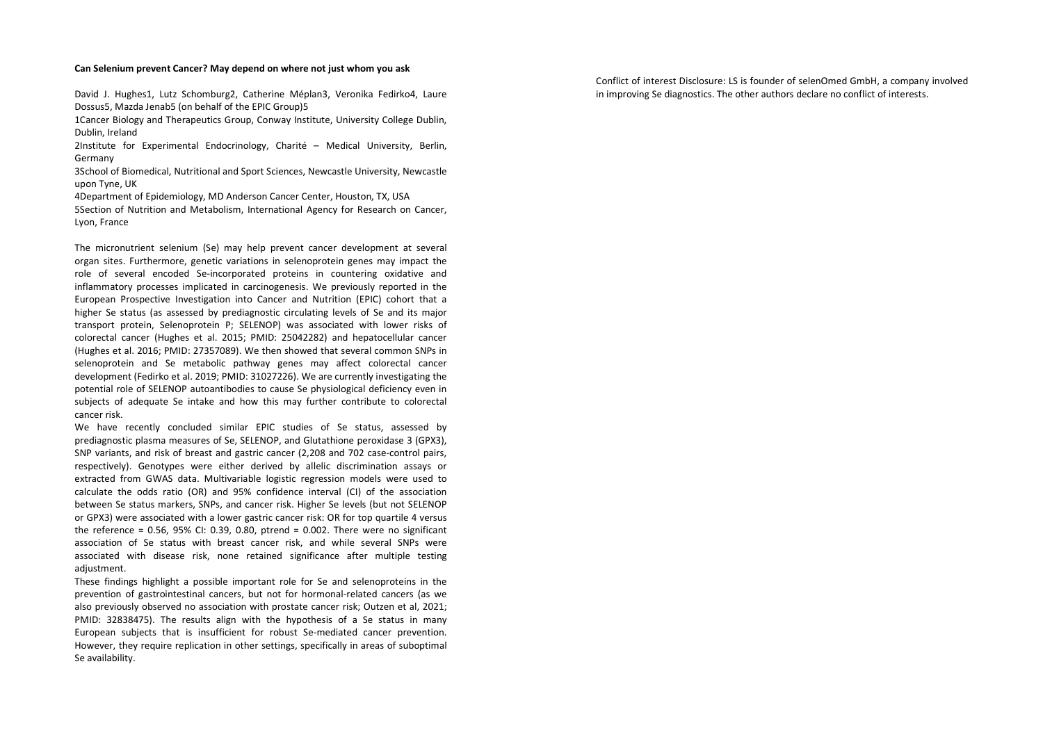**Can Selenium prevent Cancer? May depend on where not just whom you ask**

David J. Hughes[1], Lutz Schomburg[2], Catherine Méplan[3], Veronika Fedirko[4], Laure Dossus[5], Mazda Jenab[5] (on behalf of the EPIC Group)[5]

[1]Cancer Biology and Therapeutics Group, Conway Institute, University College Dublin, Dublin, Ireland

[2]Institute for Experimental Endocrinology, Charité – Medical University, Berlin, Germany

[3]School of Biomedical, Nutritional and Sport Sciences, Newcastle University, Newcastle upon Tyne, UK

[4]Department of Epidemiology, MD Anderson Cancer Center, Houston, TX, USA

[5]Section of Nutrition and Metabolism, International Agency for Research on Cancer, Lyon, France

The micronutrient selenium (Se) may help prevent cancer development at several organ sites. Furthermore, genetic variations in selenoprotein genes may impact the role of several encoded Se-incorporated proteins in countering oxidative and inflammatory processes implicated in carcinogenesis. We previously reported in the European Prospective Investigation into Cancer and Nutrition (EPIC) cohort that a higher Se status (as assessed by prediagnostic circulating levels of Se and its major transport protein, Selenoprotein P; SELENOP) was associated with lower risks of colorectal cancer (Hughes et al. 2015; PMID: 25042282) and hepatocellular cancer (Hughes et al. 2016; PMID: 27357089). We then showed that several common SNPs in selenoprotein and Se metabolic pathway genes may affect colorectal cancer development (Fedirko et al. 2019; PMID: 31027226). We are currently investigating the potential role of SELENOP autoantibodies to cause Se physiological deficiency even in subjects of adequate Se intake and how this may further contribute to colorectal cancer risk.

We have recently concluded similar EPIC studies of Se status, assessed by prediagnostic plasma measures of Se, SELENOP, and Glutathione peroxidase 3 (GPX3), SNP variants, and risk of breast and gastric cancer (2,208 and 702 case-control pairs, respectively). Genotypes were either derived by allelic discrimination assays or extracted from GWAS data. Multivariable logistic regression models were used to calculate the odds ratio (OR) and 95% confidence interval (CI) of the association between Se status markers, SNPs, and cancer risk. Higher Se levels (but not SELENOP or GPX3) were associated with a lower gastric cancer risk: OR for top quartile 4 versus the reference = 0.56, 95% CI: 0.39, 0.80, ptrend = 0.002. There were no significant association of Se status with breast cancer risk, and while several SNPs were associated with disease risk, none retained significance after multiple testing adjustment.

These findings highlight a possible important role for Se and selenoproteins in the prevention of gastrointestinal cancers, but not for hormonal-related cancers (as we also previously observed no association with prostate cancer risk; Outzen et al, 2021; PMID: 32838475). The results align with the hypothesis of a Se status in many European subjects that is insufficient for robust Se-mediated cancer prevention. However, they require replication in other settings, specifically in areas of suboptimal Se availability.

Conflict of interest Disclosure: LS is founder of selenOmed GmbH, a company involved in improving Se diagnostics. The other authors declare no conflict of interests.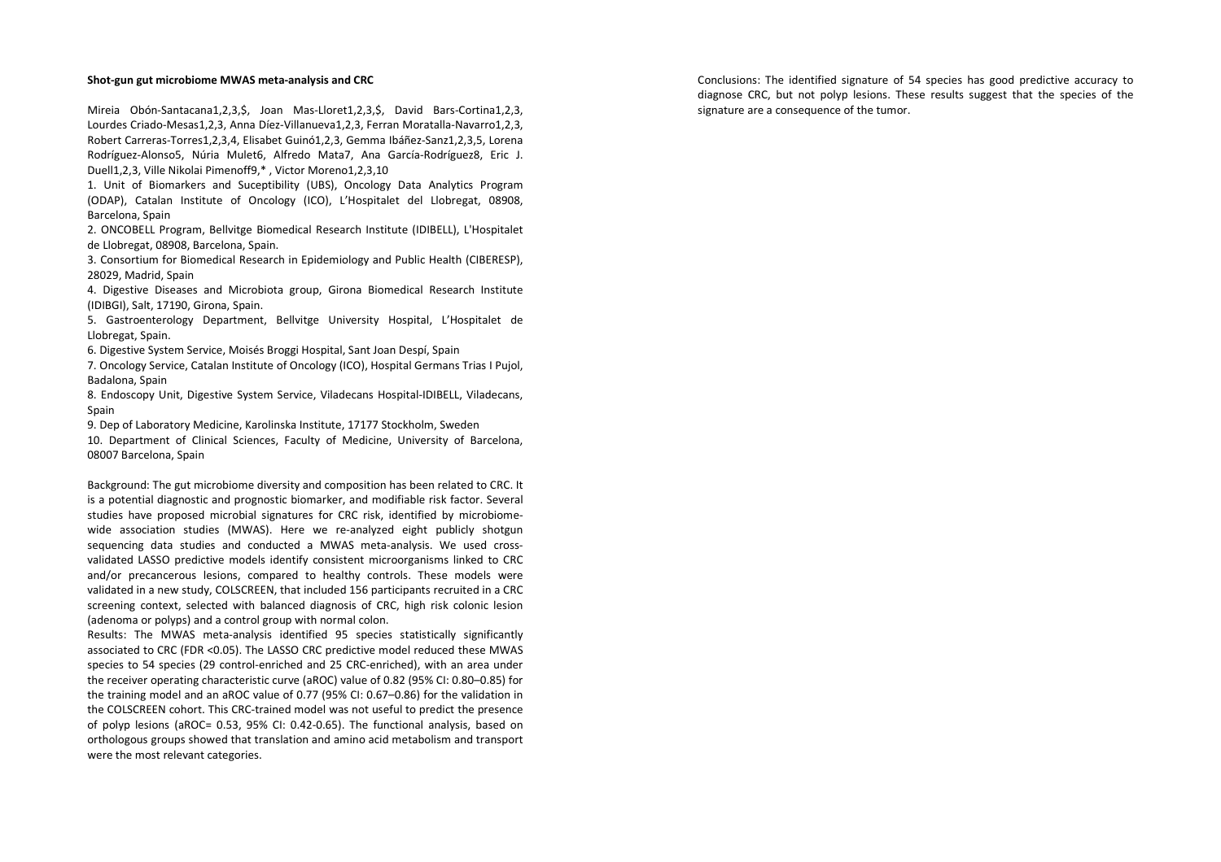**Shot-gun gut microbiome MWAS meta-analysis and CRC**

Mireia Obón-Santacana[1,2,3,$], Joan Mas-Lloret[1,2,3,$], David Bars-Cortina[1,2,3], Lourdes Criado-Mesas[1,2,3], Anna Díez-Villanueva[1,2,3], Ferran Moratalla-Navarro[1,2,3], Robert Carreras-Torres[1,2,3,4], Elisabet Guinó[1,2,3], Gemma Ibáñez-Sanz[1,2,3,5], Lorena Rodríguez-Alonso[5], Núria Mulet[6], Alfredo Mata[7], Ana García-Rodríguez[8], Eric J. Duell[1,2,3], Ville Nikolai Pimenoff[9,*], Victor Moreno[1,2,3,10]

1. Unit of Biomarkers and Suceptibility (UBS), Oncology Data Analytics Program (ODAP), Catalan Institute of Oncology (ICO), L'Hospitalet del Llobregat, 08908, Barcelona, Spain
2. ONCOBELL Program, Bellvitge Biomedical Research Institute (IDIBELL), L'Hospitalet de Llobregat, 08908, Barcelona, Spain.
3. Consortium for Biomedical Research in Epidemiology and Public Health (CIBERESP), 28029, Madrid, Spain
4. Digestive Diseases and Microbiota group, Girona Biomedical Research Institute (IDIBGI), Salt, 17190, Girona, Spain.
5. Gastroenterology Department, Bellvitge University Hospital, L'Hospitalet de Llobregat, Spain.
6. Digestive System Service, Moisés Broggi Hospital, Sant Joan Despí, Spain
7. Oncology Service, Catalan Institute of Oncology (ICO), Hospital Germans Trias I Pujol, Badalona, Spain
8. Endoscopy Unit, Digestive System Service, Viladecans Hospital-IDIBELL, Viladecans, Spain
9. Dep of Laboratory Medicine, Karolinska Institute, 17177 Stockholm, Sweden
10. Department of Clinical Sciences, Faculty of Medicine, University of Barcelona, 08007 Barcelona, Spain

Background: The gut microbiome diversity and composition has been related to CRC. It is a potential diagnostic and prognostic biomarker, and modifiable risk factor. Several studies have proposed microbial signatures for CRC risk, identified by microbiome-wide association studies (MWAS). Here we re-analyzed eight publicly shotgun sequencing data studies and conducted a MWAS meta-analysis. We used cross-validated LASSO predictive models identify consistent microorganisms linked to CRC and/or precancerous lesions, compared to healthy controls. These models were validated in a new study, COLSCREEN, that included 156 participants recruited in a CRC screening context, selected with balanced diagnosis of CRC, high risk colonic lesion (adenoma or polyps) and a control group with normal colon.

Results: The MWAS meta-analysis identified 95 species statistically significantly associated to CRC (FDR <0.05). The LASSO CRC predictive model reduced these MWAS species to 54 species (29 control-enriched and 25 CRC-enriched), with an area under the receiver operating characteristic curve (aROC) value of 0.82 (95% CI: 0.80–0.85) for the training model and an aROC value of 0.77 (95% CI: 0.67–0.86) for the validation in the COLSCREEN cohort. This CRC-trained model was not useful to predict the presence of polyp lesions (aROC= 0.53, 95% CI: 0.42-0.65). The functional analysis, based on orthologous groups showed that translation and amino acid metabolism and transport were the most relevant categories.

Conclusions: The identified signature of 54 species has good predictive accuracy to diagnose CRC, but not polyp lesions. These results suggest that the species of the signature are a consequence of the tumor.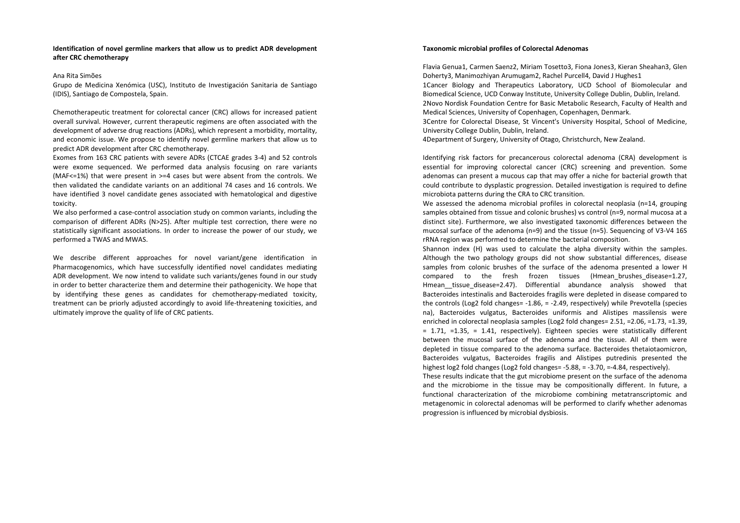**Identification of novel germline markers that allow us to predict ADR development after CRC chemotherapy**

Ana Rita Simões

Grupo de Medicina Xenómica (USC), Instituto de Investigación Sanitaria de Santiago (IDIS), Santiago de Compostela, Spain.

Chemotherapeutic treatment for colorectal cancer (CRC) allows for increased patient overall survival. However, current therapeutic regimens are often associated with the development of adverse drug reactions (ADRs), which represent a morbidity, mortality, and economic issue. We propose to identify novel germline markers that allow us to predict ADR development after CRC chemotherapy.

Exomes from 163 CRC patients with severe ADRs (CTCAE grades 3-4) and 52 controls were exome sequenced. We performed data analysis focusing on rare variants (MAF<=1%) that were present in >=4 cases but were absent from the controls. We then validated the candidate variants on an additional 74 cases and 16 controls. We have identified 3 novel candidate genes associated with hematological and digestive toxicity.

We also performed a case-control association study on common variants, including the comparison of different ADRs (N>25). After multiple test correction, there were no statistically significant associations. In order to increase the power of our study, we performed a TWAS and MWAS.

We describe different approaches for novel variant/gene identification in Pharmacogenomics, which have successfully identified novel candidates mediating ADR development. We now intend to validate such variants/genes found in our study in order to better characterize them and determine their pathogenicity. We hope that by identifying these genes as candidates for chemotherapy-mediated toxicity, treatment can be priorly adjusted accordingly to avoid life-threatening toxicities, and ultimately improve the quality of life of CRC patients.

**Taxonomic microbial profiles of Colorectal Adenomas**

Flavia Genua1, Carmen Saenz2, Miriam Tosetto3, Fiona Jones3, Kieran Sheahan3, Glen Doherty3, Manimozhiyan Arumugam2, Rachel Purcell4, David J Hughes1

1Cancer Biology and Therapeutics Laboratory, UCD School of Biomolecular and Biomedical Science, UCD Conway Institute, University College Dublin, Dublin, Ireland.

2Novo Nordisk Foundation Centre for Basic Metabolic Research, Faculty of Health and Medical Sciences, University of Copenhagen, Copenhagen, Denmark.

3Centre for Colorectal Disease, St Vincent's University Hospital, School of Medicine, University College Dublin, Dublin, Ireland.

4Department of Surgery, University of Otago, Christchurch, New Zealand.

Identifying risk factors for precancerous colorectal adenoma (CRA) development is essential for improving colorectal cancer (CRC) screening and prevention. Some adenomas can present a mucous cap that may offer a niche for bacterial growth that could contribute to dysplastic progression. Detailed investigation is required to define microbiota patterns during the CRA to CRC transition.

We assessed the adenoma microbial profiles in colorectal neoplasia (n=14, grouping samples obtained from tissue and colonic brushes) vs control (n=9, normal mucosa at a distinct site). Furthermore, we also investigated taxonomic differences between the mucosal surface of the adenoma (n=9) and the tissue (n=5). Sequencing of V3-V4 16S rRNA region was performed to determine the bacterial composition.

Shannon index (H) was used to calculate the alpha diversity within the samples. Although the two pathology groups did not show substantial differences, disease samples from colonic brushes of the surface of the adenoma presented a lower H compared to the fresh frozen tissues (Hmean_brushes_disease=1.27, Hmean__tissue_disease=2.47). Differential abundance analysis showed that Bacteroides intestinalis and Bacteroides fragilis were depleted in disease compared to the controls (Log2 fold changes= -1.86, = -2.49, respectively) while Prevotella (species na), Bacteroides vulgatus, Bacteroides uniformis and Alistipes massilensis were enriched in colorectal neoplasia samples (Log2 fold changes= 2.51, =2.06, =1.73, =1.39, = 1.71, =1.35, = 1.41, respectively). Eighteen species were statistically different between the mucosal surface of the adenoma and the tissue. All of them were depleted in tissue compared to the adenoma surface. Bacteroides thetaiotaomicron, Bacteroides vulgatus, Bacteroides fragilis and Alistipes putredinis presented the highest log2 fold changes (Log2 fold changes= -5.88, = -3.70, =-4.84, respectively).

These results indicate that the gut microbiome present on the surface of the adenoma and the microbiome in the tissue may be compositionally different. In future, a functional characterization of the microbiome combining metatranscriptomic and metagenomic in colorectal adenomas will be performed to clarify whether adenomas progression is influenced by microbial dysbiosis.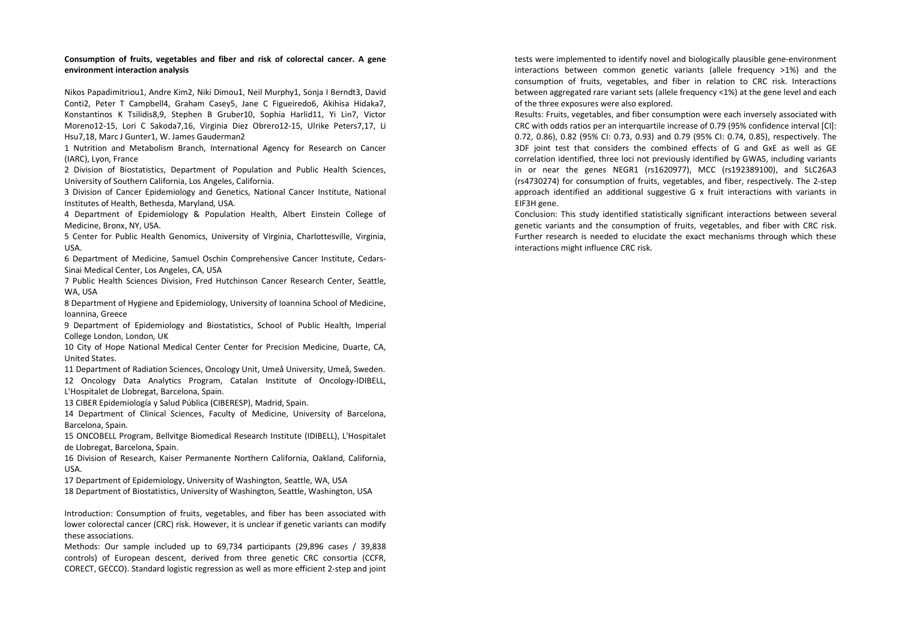**Consumption of fruits, vegetables and fiber and risk of colorectal cancer. A gene environment interaction analysis**

Nikos Papadimitriou[1], Andre Kim[2], Niki Dimou[1], Neil Murphy[1], Sonja I Berndt[3], David Conti[2], Peter T Campbell[4], Graham Casey[5], Jane C Figueiredo[6], Akihisa Hidaka[7], Konstantinos K Tsilidis[8,9], Stephen B Gruber[10], Sophia Harlid[11], Yi Lin[7], Victor Moreno[12-15], Lori C Sakoda[7,16], Virginia Diez Obrero[12-15], Ulrike Peters[7,17], Li Hsu[7,18], Marc J Gunter[1], W. James Gauderman[2]

1 Nutrition and Metabolism Branch, International Agency for Research on Cancer (IARC), Lyon, France

2 Division of Biostatistics, Department of Population and Public Health Sciences, University of Southern California, Los Angeles, California.

3 Division of Cancer Epidemiology and Genetics, National Cancer Institute, National Institutes of Health, Bethesda, Maryland, USA.

4 Department of Epidemiology & Population Health, Albert Einstein College of Medicine, Bronx, NY, USA.

5 Center for Public Health Genomics, University of Virginia, Charlottesville, Virginia, USA.

6 Department of Medicine, Samuel Oschin Comprehensive Cancer Institute, Cedars-Sinai Medical Center, Los Angeles, CA, USA

7 Public Health Sciences Division, Fred Hutchinson Cancer Research Center, Seattle, WA, USA

8 Department of Hygiene and Epidemiology, University of Ioannina School of Medicine, Ioannina, Greece

9 Department of Epidemiology and Biostatistics, School of Public Health, Imperial College London, London, UK

10 City of Hope National Medical Center Center for Precision Medicine, Duarte, CA, United States.

11 Department of Radiation Sciences, Oncology Unit, Umeå University, Umeå, Sweden.

12 Oncology Data Analytics Program, Catalan Institute of Oncology-IDIBELL, L'Hospitalet de Llobregat, Barcelona, Spain.

13 CIBER Epidemiología y Salud Pública (CIBERESP), Madrid, Spain.

14 Department of Clinical Sciences, Faculty of Medicine, University of Barcelona, Barcelona, Spain.

15 ONCOBELL Program, Bellvitge Biomedical Research Institute (IDIBELL), L'Hospitalet de Llobregat, Barcelona, Spain.

16 Division of Research, Kaiser Permanente Northern California, Oakland, California, USA.

17 Department of Epidemiology, University of Washington, Seattle, WA, USA

18 Department of Biostatistics, University of Washington, Seattle, Washington, USA

Introduction: Consumption of fruits, vegetables, and fiber has been associated with lower colorectal cancer (CRC) risk. However, it is unclear if genetic variants can modify these associations.

Methods: Our sample included up to 69,734 participants (29,896 cases / 39,838 controls) of European descent, derived from three genetic CRC consortia (CCFR, CORECT, GECCO). Standard logistic regression as well as more efficient 2-step and joint tests were implemented to identify novel and biologically plausible gene-environment interactions between common genetic variants (allele frequency >1%) and the consumption of fruits, vegetables, and fiber in relation to CRC risk. Interactions between aggregated rare variant sets (allele frequency <1%) at the gene level and each of the three exposures were also explored.

Results: Fruits, vegetables, and fiber consumption were each inversely associated with CRC with odds ratios per an interquartile increase of 0.79 (95% confidence interval [CI]: 0.72, 0.86), 0.82 (95% CI: 0.73, 0.93) and 0.79 (95% CI: 0.74, 0.85), respectively. The 3DF joint test that considers the combined effects of G and GxE as well as GE correlation identified, three loci not previously identified by GWAS, including variants in or near the genes NEGR1 (rs1620977), MCC (rs192389100), and SLC26A3 (rs4730274) for consumption of fruits, vegetables, and fiber, respectively. The 2-step approach identified an additional suggestive G x fruit interactions with variants in EIF3H gene.

Conclusion: This study identified statistically significant interactions between several genetic variants and the consumption of fruits, vegetables, and fiber with CRC risk. Further research is needed to elucidate the exact mechanisms through which these interactions might influence CRC risk.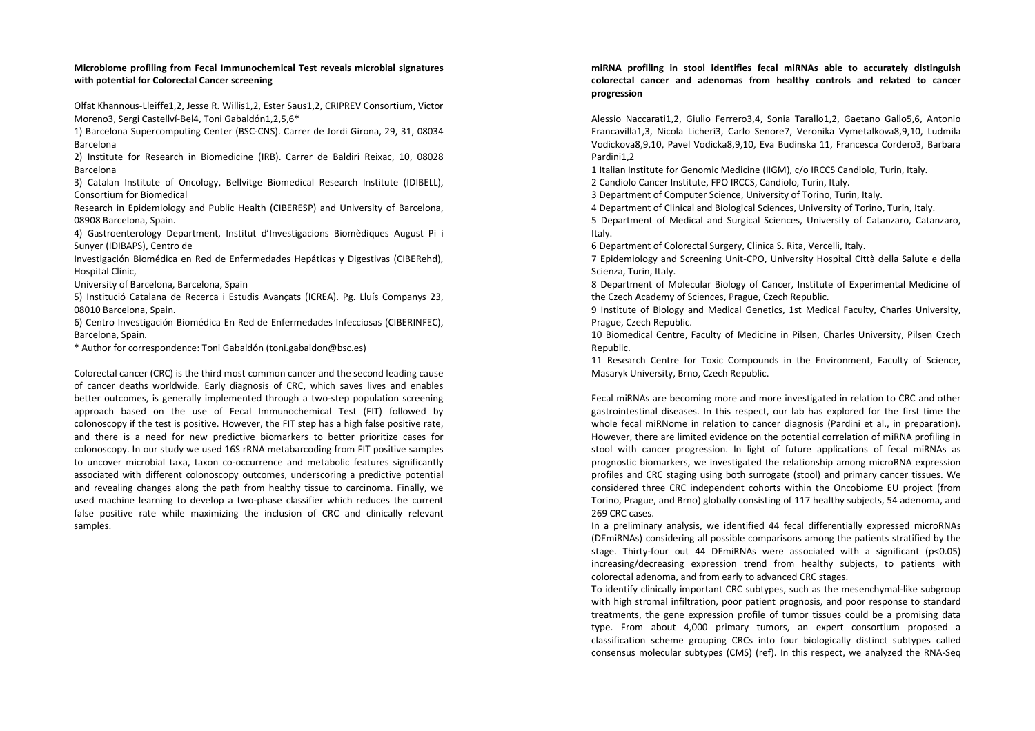**Microbiome profiling from Fecal Immunochemical Test reveals microbial signatures with potential for Colorectal Cancer screening**

Olfat Khannous-Lleiffe1,2, Jesse R. Willis1,2, Ester Saus1,2, CRIPREV Consortium, Victor Moreno3, Sergi Castellví-Bel4, Toni Gabaldón1,2,5,6*

1) Barcelona Supercomputing Center (BSC-CNS). Carrer de Jordi Girona, 29, 31, 08034 Barcelona

2) Institute for Research in Biomedicine (IRB). Carrer de Baldiri Reixac, 10, 08028 Barcelona

3) Catalan Institute of Oncology, Bellvitge Biomedical Research Institute (IDIBELL), Consortium for Biomedical Research in Epidemiology and Public Health (CIBERESP) and University of Barcelona, 08908 Barcelona, Spain.

4) Gastroenterology Department, Institut d'Investigacions Biomèdiques August Pi i Sunyer (IDIBAPS), Centro de Investigación Biomédica en Red de Enfermedades Hepáticas y Digestivas (CIBERehd), Hospital Clínic, University of Barcelona, Barcelona, Spain

5) Institució Catalana de Recerca i Estudis Avançats (ICREA). Pg. Lluís Companys 23, 08010 Barcelona, Spain.

6) Centro Investigación Biomédica En Red de Enfermedades Infecciosas (CIBERINFEC), Barcelona, Spain.

\* Author for correspondence: Toni Gabaldón (toni.gabaldon@bsc.es)

Colorectal cancer (CRC) is the third most common cancer and the second leading cause of cancer deaths worldwide. Early diagnosis of CRC, which saves lives and enables better outcomes, is generally implemented through a two-step population screening approach based on the use of Fecal Immunochemical Test (FIT) followed by colonoscopy if the test is positive. However, the FIT step has a high false positive rate, and there is a need for new predictive biomarkers to better prioritize cases for colonoscopy. In our study we used 16S rRNA metabarcoding from FIT positive samples to uncover microbial taxa, taxon co-occurrence and metabolic features significantly associated with different colonoscopy outcomes, underscoring a predictive potential and revealing changes along the path from healthy tissue to carcinoma. Finally, we used machine learning to develop a two-phase classifier which reduces the current false positive rate while maximizing the inclusion of CRC and clinically relevant samples.

**miRNA profiling in stool identifies fecal miRNAs able to accurately distinguish colorectal cancer and adenomas from healthy controls and related to cancer progression**

Alessio Naccarati1,2, Giulio Ferrero3,4, Sonia Tarallo1,2, Gaetano Gallo5,6, Antonio Francavilla1,3, Nicola Licheri3, Carlo Senore7, Veronika Vymetalkova8,9,10, Ludmila Vodickova8,9,10, Pavel Vodicka8,9,10, Eva Budinska 11, Francesca Cordero3, Barbara Pardini1,2

1 Italian Institute for Genomic Medicine (IIGM), c/o IRCCS Candiolo, Turin, Italy.

2 Candiolo Cancer Institute, FPO IRCCS, Candiolo, Turin, Italy.

3 Department of Computer Science, University of Torino, Turin, Italy.

4 Department of Clinical and Biological Sciences, University of Torino, Turin, Italy.

5 Department of Medical and Surgical Sciences, University of Catanzaro, Catanzaro, Italy.

6 Department of Colorectal Surgery, Clinica S. Rita, Vercelli, Italy.

7 Epidemiology and Screening Unit-CPO, University Hospital Città della Salute e della Scienza, Turin, Italy.

8 Department of Molecular Biology of Cancer, Institute of Experimental Medicine of the Czech Academy of Sciences, Prague, Czech Republic.

9 Institute of Biology and Medical Genetics, 1st Medical Faculty, Charles University, Prague, Czech Republic.

10 Biomedical Centre, Faculty of Medicine in Pilsen, Charles University, Pilsen Czech Republic.

11 Research Centre for Toxic Compounds in the Environment, Faculty of Science, Masaryk University, Brno, Czech Republic.

Fecal miRNAs are becoming more and more investigated in relation to CRC and other gastrointestinal diseases. In this respect, our lab has explored for the first time the whole fecal miRNome in relation to cancer diagnosis (Pardini et al., in preparation). However, there are limited evidence on the potential correlation of miRNA profiling in stool with cancer progression. In light of future applications of fecal miRNAs as prognostic biomarkers, we investigated the relationship among microRNA expression profiles and CRC staging using both surrogate (stool) and primary cancer tissues. We considered three CRC independent cohorts within the Oncobiome EU project (from Torino, Prague, and Brno) globally consisting of 117 healthy subjects, 54 adenoma, and 269 CRC cases.

In a preliminary analysis, we identified 44 fecal differentially expressed microRNAs (DEmiRNAs) considering all possible comparisons among the patients stratified by the stage. Thirty-four out 44 DEmiRNAs were associated with a significant ($p<0.05$) increasing/decreasing expression trend from healthy subjects, to patients with colorectal adenoma, and from early to advanced CRC stages.

To identify clinically important CRC subtypes, such as the mesenchymal-like subgroup with high stromal infiltration, poor patient prognosis, and poor response to standard treatments, the gene expression profile of tumor tissues could be a promising data type. From about 4,000 primary tumors, an expert consortium proposed a classification scheme grouping CRCs into four biologically distinct subtypes called consensus molecular subtypes (CMS) (ref). In this respect, we analyzed the RNA-Seq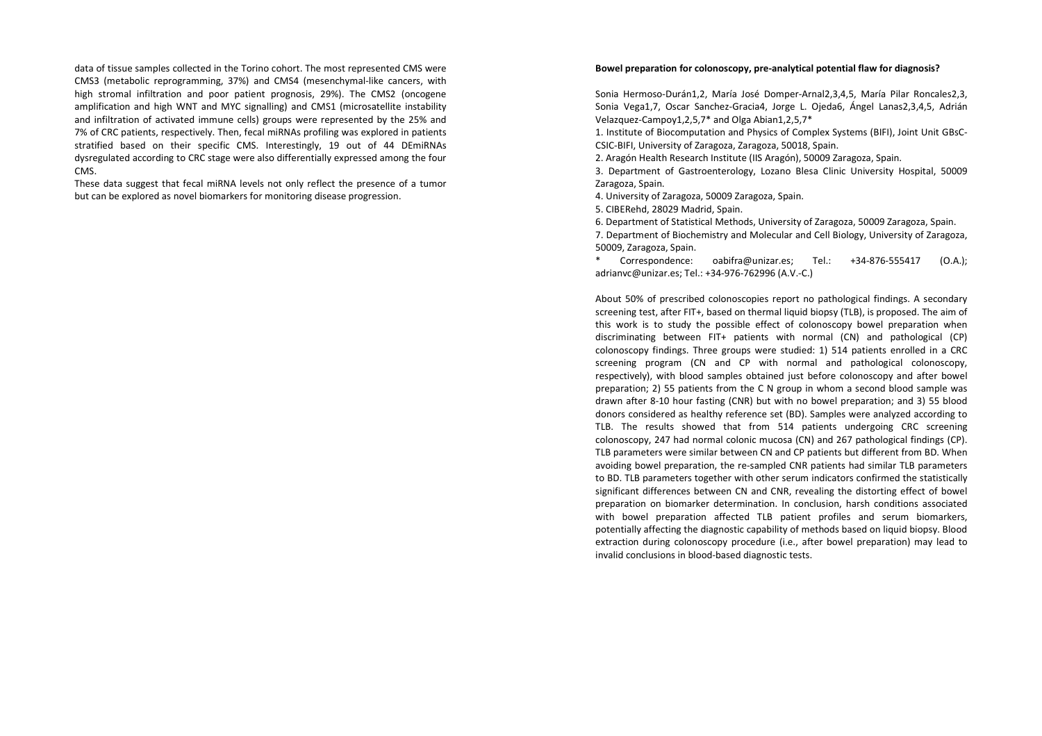data of tissue samples collected in the Torino cohort. The most represented CMS were CMS3 (metabolic reprogramming, 37%) and CMS4 (mesenchymal-like cancers, with high stromal infiltration and poor patient prognosis, 29%). The CMS2 (oncogene amplification and high WNT and MYC signalling) and CMS1 (microsatellite instability and infiltration of activated immune cells) groups were represented by the 25% and 7% of CRC patients, respectively. Then, fecal miRNAs profiling was explored in patients stratified based on their specific CMS. Interestingly, 19 out of 44 DEmiRNAs dysregulated according to CRC stage were also differentially expressed among the four CMS.

These data suggest that fecal miRNA levels not only reflect the presence of a tumor but can be explored as novel biomarkers for monitoring disease progression.

**Bowel preparation for colonoscopy, pre-analytical potential flaw for diagnosis?**

Sonia Hermoso-Durán[1,2], María José Domper-Arnal[2,3,4,5], María Pilar Roncales[2,3], Sonia Vega[1,7], Oscar Sanchez-Gracia[4], Jorge L. Ojeda[6], Ángel Lanas[2,3,4,5], Adrián Velazquez-Campoy[1,2,5,7]* and Olga Abian[1,2,5,7]*

1. Institute of Biocomputation and Physics of Complex Systems (BIFI), Joint Unit GBsC-CSIC-BIFI, University of Zaragoza, Zaragoza, 50018, Spain.
2. Aragón Health Research Institute (IIS Aragón), 50009 Zaragoza, Spain.
3. Department of Gastroenterology, Lozano Blesa Clinic University Hospital, 50009 Zaragoza, Spain.
4. University of Zaragoza, 50009 Zaragoza, Spain.
5. CIBERehd, 28029 Madrid, Spain.
6. Department of Statistical Methods, University of Zaragoza, 50009 Zaragoza, Spain.
7. Department of Biochemistry and Molecular and Cell Biology, University of Zaragoza, 50009, Zaragoza, Spain.

\* Correspondence: oabifra@unizar.es; Tel.: +34-876-555417 (O.A.); adrianvc@unizar.es; Tel.: +34-976-762996 (A.V.-C.)

About 50% of prescribed colonoscopies report no pathological findings. A secondary screening test, after FIT+, based on thermal liquid biopsy (TLB), is proposed. The aim of this work is to study the possible effect of colonoscopy bowel preparation when discriminating between FIT+ patients with normal (CN) and pathological (CP) colonoscopy findings. Three groups were studied: 1) 514 patients enrolled in a CRC screening program (CN and CP with normal and pathological colonoscopy, respectively), with blood samples obtained just before colonoscopy and after bowel preparation; 2) 55 patients from the C N group in whom a second blood sample was drawn after 8-10 hour fasting (CNR) but with no bowel preparation; and 3) 55 blood donors considered as healthy reference set (BD). Samples were analyzed according to TLB. The results showed that from 514 patients undergoing CRC screening colonoscopy, 247 had normal colonic mucosa (CN) and 267 pathological findings (CP). TLB parameters were similar between CN and CP patients but different from BD. When avoiding bowel preparation, the re-sampled CNR patients had similar TLB parameters to BD. TLB parameters together with other serum indicators confirmed the statistically significant differences between CN and CNR, revealing the distorting effect of bowel preparation on biomarker determination. In conclusion, harsh conditions associated with bowel preparation affected TLB patient profiles and serum biomarkers, potentially affecting the diagnostic capability of methods based on liquid biopsy. Blood extraction during colonoscopy procedure (i.e., after bowel preparation) may lead to invalid conclusions in blood-based diagnostic tests.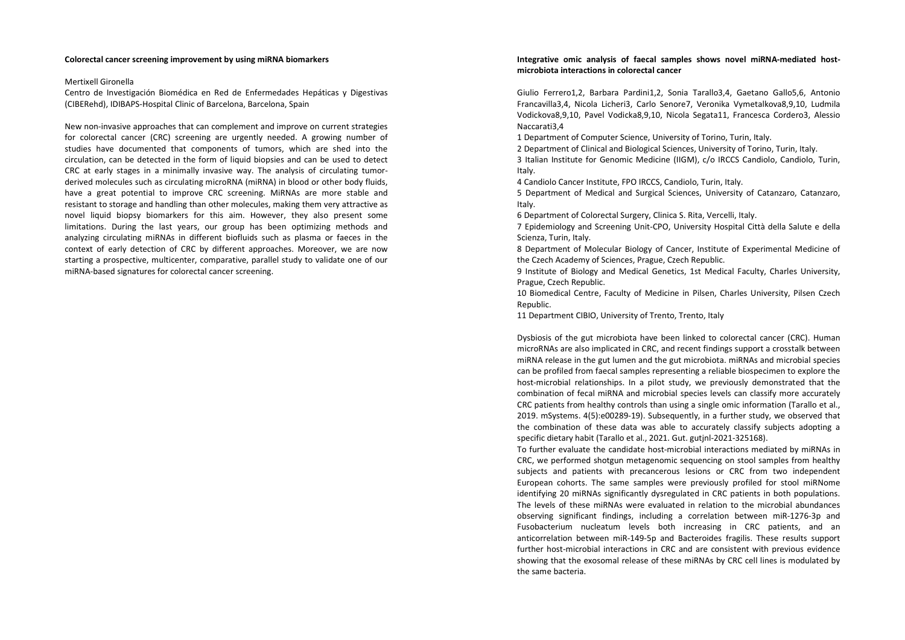**Colorectal cancer screening improvement by using miRNA biomarkers**

Mertixell Gironella

Centro de Investigación Biomédica en Red de Enfermedades Hepáticas y Digestivas (CIBERehd), IDIBAPS-Hospital Clinic of Barcelona, Barcelona, Spain

New non-invasive approaches that can complement and improve on current strategies for colorectal cancer (CRC) screening are urgently needed. A growing number of studies have documented that components of tumors, which are shed into the circulation, can be detected in the form of liquid biopsies and can be used to detect CRC at early stages in a minimally invasive way. The analysis of circulating tumor-derived molecules such as circulating microRNA (miRNA) in blood or other body fluids, have a great potential to improve CRC screening. MiRNAs are more stable and resistant to storage and handling than other molecules, making them very attractive as novel liquid biopsy biomarkers for this aim. However, they also present some limitations. During the last years, our group has been optimizing methods and analyzing circulating miRNAs in different biofluids such as plasma or faeces in the context of early detection of CRC by different approaches. Moreover, we are now starting a prospective, multicenter, comparative, parallel study to validate one of our miRNA-based signatures for colorectal cancer screening.

**Integrative omic analysis of faecal samples shows novel miRNA-mediated host-microbiota interactions in colorectal cancer**

Giulio Ferrero[1,2], Barbara Pardini[1,2], Sonia Tarallo[3,4], Gaetano Gallo[5,6], Antonio Francavilla[3,4], Nicola Licheri[3], Carlo Senore[7], Veronika Vymetalkova[8,9,10], Ludmila Vodickova[8,9,10], Pavel Vodicka[8,9,10], Nicola Segata[11], Francesca Cordero[3], Alessio Naccarati[3,4]

1 Department of Computer Science, University of Torino, Turin, Italy.

2 Department of Clinical and Biological Sciences, University of Torino, Turin, Italy.

3 Italian Institute for Genomic Medicine (IIGM), c/o IRCCS Candiolo, Candiolo, Turin, Italy.

4 Candiolo Cancer Institute, FPO IRCCS, Candiolo, Turin, Italy.

5 Department of Medical and Surgical Sciences, University of Catanzaro, Catanzaro, Italy.

6 Department of Colorectal Surgery, Clinica S. Rita, Vercelli, Italy.

7 Epidemiology and Screening Unit-CPO, University Hospital Città della Salute e della Scienza, Turin, Italy.

8 Department of Molecular Biology of Cancer, Institute of Experimental Medicine of the Czech Academy of Sciences, Prague, Czech Republic.

9 Institute of Biology and Medical Genetics, 1st Medical Faculty, Charles University, Prague, Czech Republic.

10 Biomedical Centre, Faculty of Medicine in Pilsen, Charles University, Pilsen Czech Republic.

11 Department CIBIO, University of Trento, Trento, Italy

Dysbiosis of the gut microbiota have been linked to colorectal cancer (CRC). Human microRNAs are also implicated in CRC, and recent findings support a crosstalk between miRNA release in the gut lumen and the gut microbiota. miRNAs and microbial species can be profiled from faecal samples representing a reliable biospecimen to explore the host-microbial relationships. In a pilot study, we previously demonstrated that the combination of fecal miRNA and microbial species levels can classify more accurately CRC patients from healthy controls than using a single omic information (Tarallo et al., 2019. mSystems. 4(5):e00289-19). Subsequently, in a further study, we observed that the combination of these data was able to accurately classify subjects adopting a specific dietary habit (Tarallo et al., 2021. Gut. gutjnl-2021-325168).

To further evaluate the candidate host-microbial interactions mediated by miRNAs in CRC, we performed shotgun metagenomic sequencing on stool samples from healthy subjects and patients with precancerous lesions or CRC from two independent European cohorts. The same samples were previously profiled for stool miRNome identifying 20 miRNAs significantly dysregulated in CRC patients in both populations. The levels of these miRNAs were evaluated in relation to the microbial abundances observing significant findings, including a correlation between miR-1276-3p and Fusobacterium nucleatum levels both increasing in CRC patients, and an anticorrelation between miR-149-5p and Bacteroides fragilis. These results support further host-microbial interactions in CRC and are consistent with previous evidence showing that the exosomal release of these miRNAs by CRC cell lines is modulated by the same bacteria.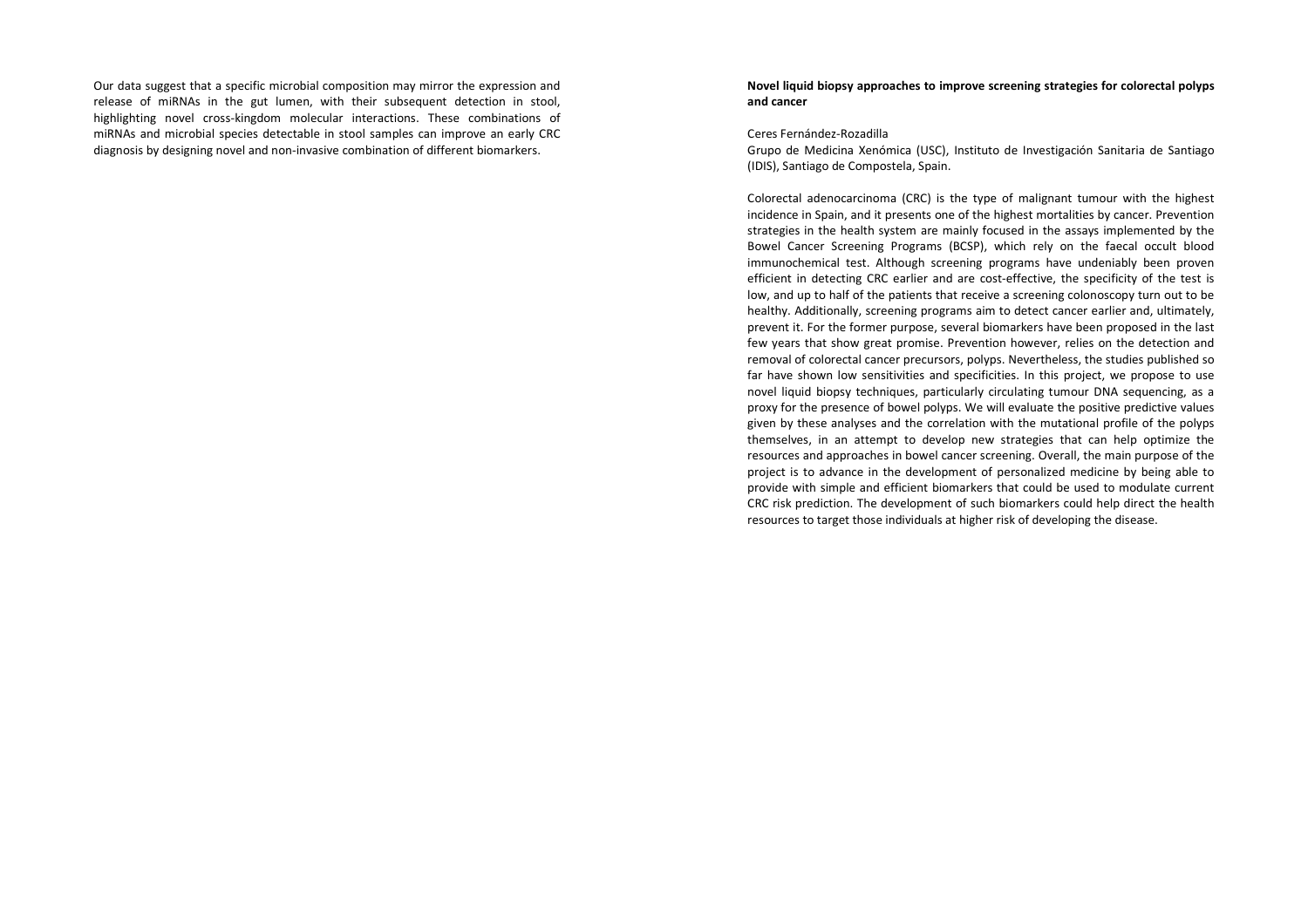Our data suggest that a specific microbial composition may mirror the expression and release of miRNAs in the gut lumen, with their subsequent detection in stool, highlighting novel cross-kingdom molecular interactions. These combinations of miRNAs and microbial species detectable in stool samples can improve an early CRC diagnosis by designing novel and non-invasive combination of different biomarkers.

**Novel liquid biopsy approaches to improve screening strategies for colorectal polyps and cancer**

Ceres Fernández-Rozadilla

Grupo de Medicina Xenómica (USC), Instituto de Investigación Sanitaria de Santiago (IDIS), Santiago de Compostela, Spain.

Colorectal adenocarcinoma (CRC) is the type of malignant tumour with the highest incidence in Spain, and it presents one of the highest mortalities by cancer. Prevention strategies in the health system are mainly focused in the assays implemented by the Bowel Cancer Screening Programs (BCSP), which rely on the faecal occult blood immunochemical test. Although screening programs have undeniably been proven efficient in detecting CRC earlier and are cost-effective, the specificity of the test is low, and up to half of the patients that receive a screening colonoscopy turn out to be healthy. Additionally, screening programs aim to detect cancer earlier and, ultimately, prevent it. For the former purpose, several biomarkers have been proposed in the last few years that show great promise. Prevention however, relies on the detection and removal of colorectal cancer precursors, polyps. Nevertheless, the studies published so far have shown low sensitivities and specificities. In this project, we propose to use novel liquid biopsy techniques, particularly circulating tumour DNA sequencing, as a proxy for the presence of bowel polyps. We will evaluate the positive predictive values given by these analyses and the correlation with the mutational profile of the polyps themselves, in an attempt to develop new strategies that can help optimize the resources and approaches in bowel cancer screening. Overall, the main purpose of the project is to advance in the development of personalized medicine by being able to provide with simple and efficient biomarkers that could be used to modulate current CRC risk prediction. The development of such biomarkers could help direct the health resources to target those individuals at higher risk of developing the disease.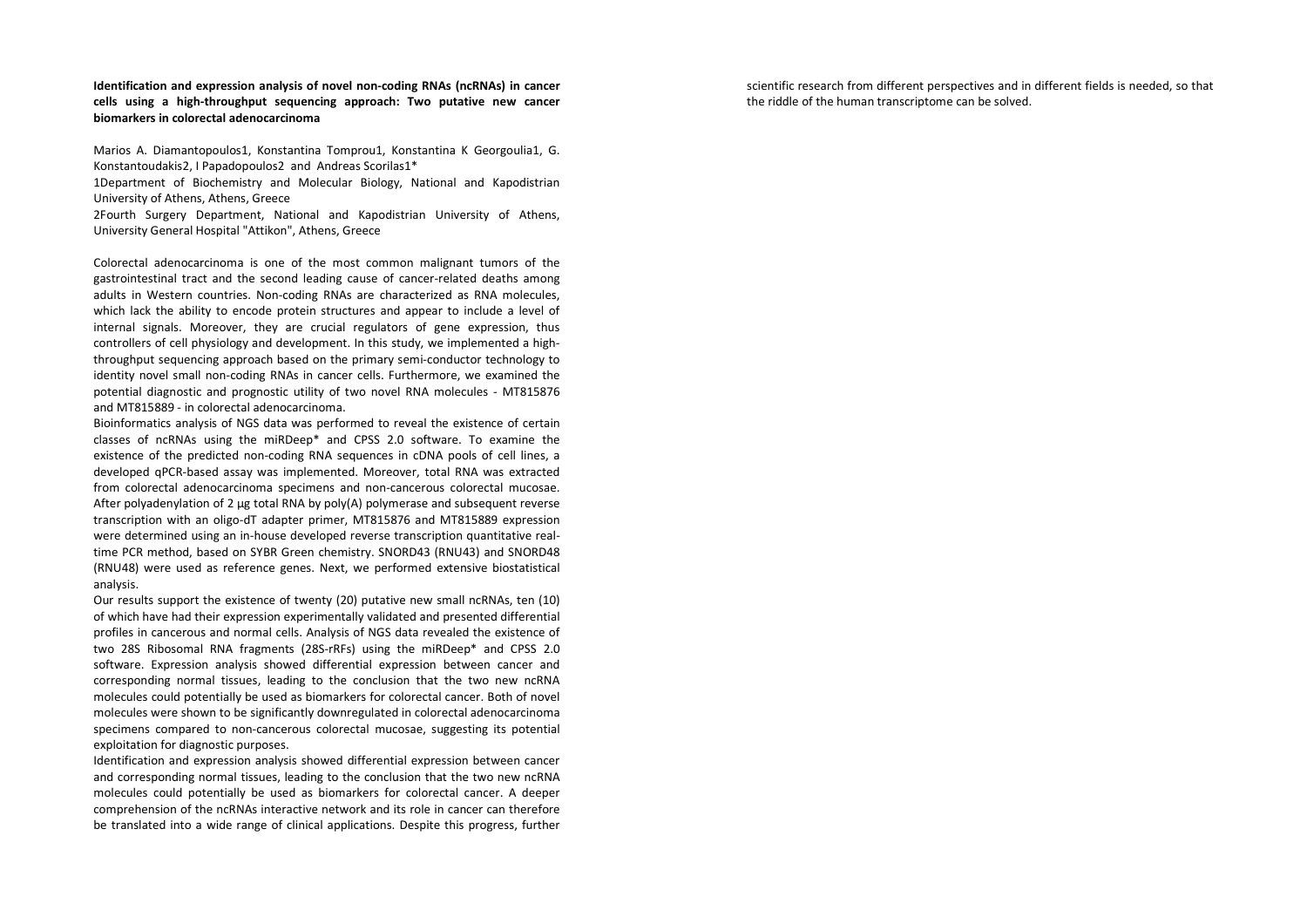**Identification and expression analysis of novel non-coding RNAs (ncRNAs) in cancer cells using a high-throughput sequencing approach: Two putative new cancer biomarkers in colorectal adenocarcinoma**

Marios A. Diamantopoulos1, Konstantina Tomprou1, Konstantina K Georgoulia1, G. Konstantoudakis2, I Papadopoulos2 and Andreas Scorilas1*

1Department of Biochemistry and Molecular Biology, National and Kapodistrian University of Athens, Athens, Greece

2Fourth Surgery Department, National and Kapodistrian University of Athens, University General Hospital "Attikon", Athens, Greece

Colorectal adenocarcinoma is one of the most common malignant tumors of the gastrointestinal tract and the second leading cause of cancer-related deaths among adults in Western countries. Non-coding RNAs are characterized as RNA molecules, which lack the ability to encode protein structures and appear to include a level of internal signals. Moreover, they are crucial regulators of gene expression, thus controllers of cell physiology and development. In this study, we implemented a high-throughput sequencing approach based on the primary semi-conductor technology to identity novel small non-coding RNAs in cancer cells. Furthermore, we examined the potential diagnostic and prognostic utility of two novel RNA molecules - MT815876 and MT815889 - in colorectal adenocarcinoma.

Bioinformatics analysis of NGS data was performed to reveal the existence of certain classes of ncRNAs using the miRDeep* and CPSS 2.0 software. To examine the existence of the predicted non-coding RNA sequences in cDNA pools of cell lines, a developed qPCR-based assay was implemented. Moreover, total RNA was extracted from colorectal adenocarcinoma specimens and non-cancerous colorectal mucosae. After polyadenylation of 2 μg total RNA by poly(A) polymerase and subsequent reverse transcription with an oligo-dT adapter primer, MT815876 and MT815889 expression were determined using an in-house developed reverse transcription quantitative real-time PCR method, based on SYBR Green chemistry. SNORD43 (RNU43) and SNORD48 (RNU48) were used as reference genes. Next, we performed extensive biostatistical analysis.

Our results support the existence of twenty (20) putative new small ncRNAs, ten (10) of which have had their expression experimentally validated and presented differential profiles in cancerous and normal cells. Analysis of NGS data revealed the existence of two 28S Ribosomal RNA fragments (28S-rRFs) using the miRDeep* and CPSS 2.0 software. Expression analysis showed differential expression between cancer and corresponding normal tissues, leading to the conclusion that the two new ncRNA molecules could potentially be used as biomarkers for colorectal cancer. Both of novel molecules were shown to be significantly downregulated in colorectal adenocarcinoma specimens compared to non-cancerous colorectal mucosae, suggesting its potential exploitation for diagnostic purposes.

Identification and expression analysis showed differential expression between cancer and corresponding normal tissues, leading to the conclusion that the two new ncRNA molecules could potentially be used as biomarkers for colorectal cancer. A deeper comprehension of the ncRNAs interactive network and its role in cancer can therefore be translated into a wide range of clinical applications. Despite this progress, further scientific research from different perspectives and in different fields is needed, so that the riddle of the human transcriptome can be solved.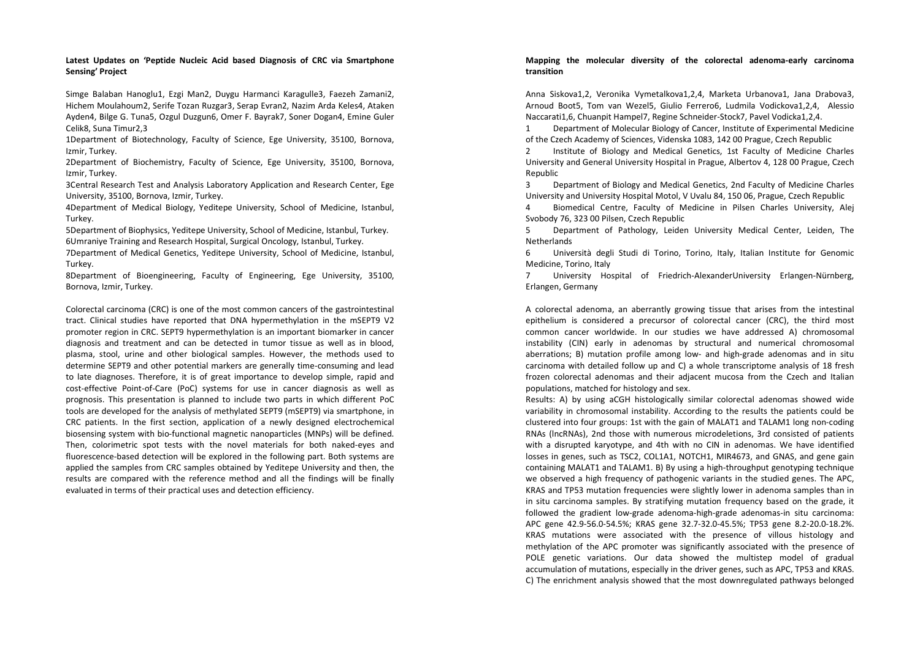**Latest Updates on 'Peptide Nucleic Acid based Diagnosis of CRC via Smartphone Sensing' Project**

Simge Balaban Hanoglu1, Ezgi Man2, Duygu Harmanci Karagulle3, Faezeh Zamani2, Hichem Moulahoum2, Serife Tozan Ruzgar3, Serap Evran2, Nazim Arda Keles4, Ataken Ayden4, Bilge G. Tuna5, Ozgul Duzgun6, Omer F. Bayrak7, Soner Dogan4, Emine Guler Celik8, Suna Timur2,3

1Department of Biotechnology, Faculty of Science, Ege University, 35100, Bornova, Izmir, Turkey.

2Department of Biochemistry, Faculty of Science, Ege University, 35100, Bornova, Izmir, Turkey.

3Central Research Test and Analysis Laboratory Application and Research Center, Ege University, 35100, Bornova, Izmir, Turkey.

4Department of Medical Biology, Yeditepe University, School of Medicine, Istanbul, Turkey.

5Department of Biophysics, Yeditepe University, School of Medicine, Istanbul, Turkey.

6Umraniye Training and Research Hospital, Surgical Oncology, Istanbul, Turkey.

7Department of Medical Genetics, Yeditepe University, School of Medicine, Istanbul, Turkey.

8Department of Bioengineering, Faculty of Engineering, Ege University, 35100, Bornova, Izmir, Turkey.

Colorectal carcinoma (CRC) is one of the most common cancers of the gastrointestinal tract. Clinical studies have reported that DNA hypermethylation in the mSEPT9 V2 promoter region in CRC. SEPT9 hypermethylation is an important biomarker in cancer diagnosis and treatment and can be detected in tumor tissue as well as in blood, plasma, stool, urine and other biological samples. However, the methods used to determine SEPT9 and other potential markers are generally time-consuming and lead to late diagnoses. Therefore, it is of great importance to develop simple, rapid and cost-effective Point-of-Care (PoC) systems for use in cancer diagnosis as well as prognosis. This presentation is planned to include two parts in which different PoC tools are developed for the analysis of methylated SEPT9 (mSEPT9) via smartphone, in CRC patients. In the first section, application of a newly designed electrochemical biosensing system with bio-functional magnetic nanoparticles (MNPs) will be defined. Then, colorimetric spot tests with the novel materials for both naked-eyes and fluorescence-based detection will be explored in the following part. Both systems are applied the samples from CRC samples obtained by Yeditepe University and then, the results are compared with the reference method and all the findings will be finally evaluated in terms of their practical uses and detection efficiency.

**Mapping the molecular diversity of the colorectal adenoma-early carcinoma transition**

Anna Siskova1,2, Veronika Vymetalkova1,2,4, Marketa Urbanova1, Jana Drabova3, Arnoud Boot5, Tom van Wezel5, Giulio Ferrero6, Ludmila Vodickova1,2,4, Alessio Naccarati1,6, Chuanpit Hampel7, Regine Schneider-Stock7, Pavel Vodicka1,2,4.

1 Department of Molecular Biology of Cancer, Institute of Experimental Medicine of the Czech Academy of Sciences, Videnska 1083, 142 00 Prague, Czech Republic

2 Institute of Biology and Medical Genetics, 1st Faculty of Medicine Charles University and General University Hospital in Prague, Albertov 4, 128 00 Prague, Czech Republic

3 Department of Biology and Medical Genetics, 2nd Faculty of Medicine Charles University and University Hospital Motol, V Uvalu 84, 150 06, Prague, Czech Republic

4 Biomedical Centre, Faculty of Medicine in Pilsen Charles University, Alej Svobody 76, 323 00 Pilsen, Czech Republic

5 Department of Pathology, Leiden University Medical Center, Leiden, The Netherlands

6 Università degli Studi di Torino, Torino, Italy, Italian Institute for Genomic Medicine, Torino, Italy

7 University Hospital of Friedrich-AlexanderUniversity Erlangen-Nürnberg, Erlangen, Germany

A colorectal adenoma, an aberrantly growing tissue that arises from the intestinal epithelium is considered a precursor of colorectal cancer (CRC), the third most common cancer worldwide. In our studies we have addressed A) chromosomal instability (CIN) early in adenomas by structural and numerical chromosomal aberrations; B) mutation profile among low- and high-grade adenomas and in situ carcinoma with detailed follow up and C) a whole transcriptome analysis of 18 fresh frozen colorectal adenomas and their adjacent mucosa from the Czech and Italian populations, matched for histology and sex.

Results: A) by using aCGH histologically similar colorectal adenomas showed wide variability in chromosomal instability. According to the results the patients could be clustered into four groups: 1st with the gain of MALAT1 and TALAM1 long non-coding RNAs (lncRNAs), 2nd those with numerous microdeletions, 3rd consisted of patients with a disrupted karyotype, and 4th with no CIN in adenomas. We have identified losses in genes, such as TSC2, COL1A1, NOTCH1, MIR4673, and GNAS, and gene gain containing MALAT1 and TALAM1. B) By using a high-throughput genotyping technique we observed a high frequency of pathogenic variants in the studied genes. The APC, KRAS and TP53 mutation frequencies were slightly lower in adenoma samples than in in situ carcinoma samples. By stratifying mutation frequency based on the grade, it followed the gradient low-grade adenoma-high-grade adenomas-in situ carcinoma: APC gene 42.9-56.0-54.5%; KRAS gene 32.7-32.0-45.5%; TP53 gene 8.2-20.0-18.2%. KRAS mutations were associated with the presence of villous histology and methylation of the APC promoter was significantly associated with the presence of POLE genetic variations. Our data showed the multistep model of gradual accumulation of mutations, especially in the driver genes, such as APC, TP53 and KRAS. C) The enrichment analysis showed that the most downregulated pathways belonged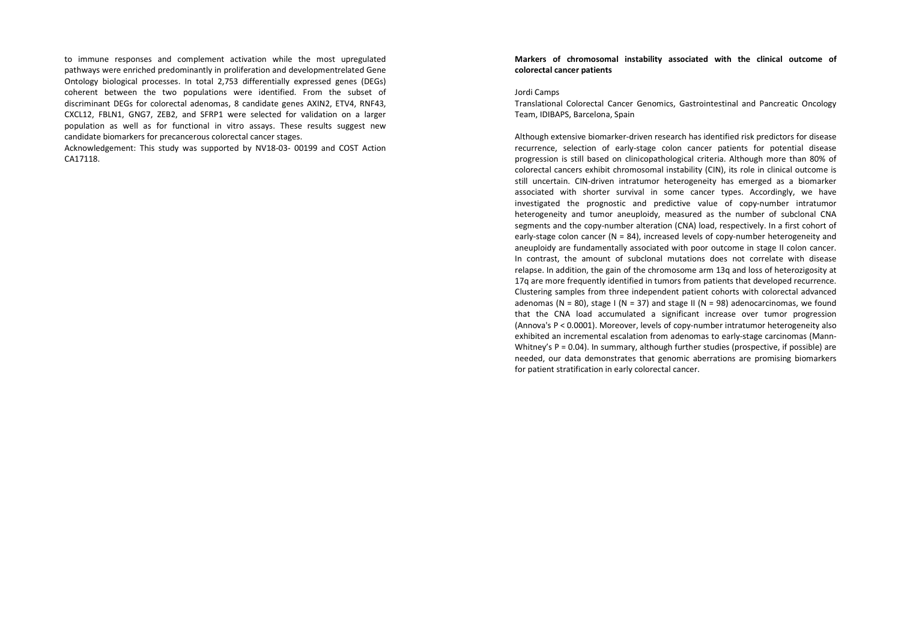to immune responses and complement activation while the most upregulated pathways were enriched predominantly in proliferation and developmentrelated Gene Ontology biological processes. In total 2,753 differentially expressed genes (DEGs) coherent between the two populations were identified. From the subset of discriminant DEGs for colorectal adenomas, 8 candidate genes AXIN2, ETV4, RNF43, CXCL12, FBLN1, GNG7, ZEB2, and SFRP1 were selected for validation on a larger population as well as for functional in vitro assays. These results suggest new candidate biomarkers for precancerous colorectal cancer stages.

Acknowledgement: This study was supported by NV18-03- 00199 and COST Action CA17118.

**Markers of chromosomal instability associated with the clinical outcome of colorectal cancer patients**

Jordi Camps

Translational Colorectal Cancer Genomics, Gastrointestinal and Pancreatic Oncology Team, IDIBAPS, Barcelona, Spain

Although extensive biomarker-driven research has identified risk predictors for disease recurrence, selection of early-stage colon cancer patients for potential disease progression is still based on clinicopathological criteria. Although more than 80% of colorectal cancers exhibit chromosomal instability (CIN), its role in clinical outcome is still uncertain. CIN-driven intratumor heterogeneity has emerged as a biomarker associated with shorter survival in some cancer types. Accordingly, we have investigated the prognostic and predictive value of copy-number intratumor heterogeneity and tumor aneuploidy, measured as the number of subclonal CNA segments and the copy-number alteration (CNA) load, respectively. In a first cohort of early-stage colon cancer (N = 84), increased levels of copy-number heterogeneity and aneuploidy are fundamentally associated with poor outcome in stage II colon cancer. In contrast, the amount of subclonal mutations does not correlate with disease relapse. In addition, the gain of the chromosome arm 13q and loss of heterozigosity at 17q are more frequently identified in tumors from patients that developed recurrence. Clustering samples from three independent patient cohorts with colorectal advanced adenomas (N = 80), stage I (N = 37) and stage II (N = 98) adenocarcinomas, we found that the CNA load accumulated a significant increase over tumor progression (Annova's $P < 0.0001$). Moreover, levels of copy-number intratumor heterogeneity also exhibited an incremental escalation from adenomas to early-stage carcinomas (Mann-Whitney's $P = 0.04$). In summary, although further studies (prospective, if possible) are needed, our data demonstrates that genomic aberrations are promising biomarkers for patient stratification in early colorectal cancer.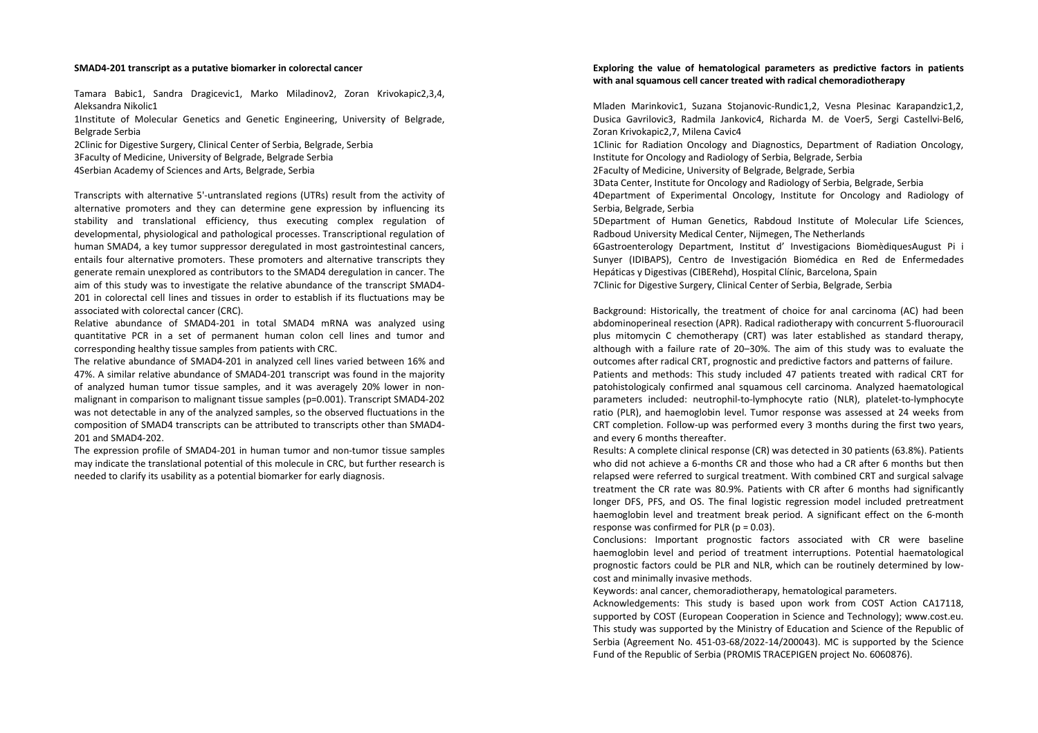## SMAD4-201 transcript as a putative biomarker in colorectal cancer

Tamara Babic[1], Sandra Dragicevic[1], Marko Miladinov[2], Zoran Krivokapic[2,3,4], Aleksandra Nikolic[1]

[1]Institute of Molecular Genetics and Genetic Engineering, University of Belgrade, Belgrade Serbia

[2]Clinic for Digestive Surgery, Clinical Center of Serbia, Belgrade, Serbia

[3]Faculty of Medicine, University of Belgrade, Belgrade Serbia

[4]Serbian Academy of Sciences and Arts, Belgrade, Serbia

Transcripts with alternative 5'-untranslated regions (UTRs) result from the activity of alternative promoters and they can determine gene expression by influencing its stability and translational efficiency, thus executing complex regulation of developmental, physiological and pathological processes. Transcriptional regulation of human SMAD4, a key tumor suppressor deregulated in most gastrointestinal cancers, entails four alternative promoters. These promoters and alternative transcripts they generate remain unexplored as contributors to the SMAD4 deregulation in cancer. The aim of this study was to investigate the relative abundance of the transcript SMAD4-201 in colorectal cell lines and tissues in order to establish if its fluctuations may be associated with colorectal cancer (CRC).

Relative abundance of SMAD4-201 in total SMAD4 mRNA was analyzed using quantitative PCR in a set of permanent human colon cell lines and tumor and corresponding healthy tissue samples from patients with CRC.

The relative abundance of SMAD4-201 in analyzed cell lines varied between 16% and 47%. A similar relative abundance of SMAD4-201 transcript was found in the majority of analyzed human tumor tissue samples, and it was averagely 20% lower in non-malignant in comparison to malignant tissue samples ($p=0.001$). Transcript SMAD4-202 was not detectable in any of the analyzed samples, so the observed fluctuations in the composition of SMAD4 transcripts can be attributed to transcripts other than SMAD4-201 and SMAD4-202.

The expression profile of SMAD4-201 in human tumor and non-tumor tissue samples may indicate the translational potential of this molecule in CRC, but further research is needed to clarify its usability as a potential biomarker for early diagnosis.

## Exploring the value of hematological parameters as predictive factors in patients with anal squamous cell cancer treated with radical chemoradiotherapy

Mladen Marinkovic[1], Suzana Stojanovic-Rundic[1,2], Vesna Plesinac Karapandzic[1,2], Dusica Gavrilovic[3], Radmila Jankovic[4], Richarda M. de Voer[5], Sergi Castellvi-Bel[6], Zoran Krivokapic[2,7], Milena Cavic[4]

[1]Clinic for Radiation Oncology and Diagnostics, Department of Radiation Oncology, Institute for Oncology and Radiology of Serbia, Belgrade, Serbia

[2]Faculty of Medicine, University of Belgrade, Belgrade, Serbia

[3]Data Center, Institute for Oncology and Radiology of Serbia, Belgrade, Serbia

[4]Department of Experimental Oncology, Institute for Oncology and Radiology of Serbia, Belgrade, Serbia

[5]Department of Human Genetics, Rabdoud Institute of Molecular Life Sciences, Radboud University Medical Center, Nijmegen, The Netherlands

[6]Gastroenterology Department, Institut d' Investigacions BiomèdiquesAugust Pi i Sunyer (IDIBAPS), Centro de Investigación Biomédica en Red de Enfermedades Hepáticas y Digestivas (CIBERehd), Hospital Clínic, Barcelona, Spain

[7]Clinic for Digestive Surgery, Clinical Center of Serbia, Belgrade, Serbia

Background: Historically, the treatment of choice for anal carcinoma (AC) had been abdominoperineal resection (APR). Radical radiotherapy with concurrent 5-fluorouracil plus mitomycin C chemotherapy (CRT) was later established as standard therapy, although with a failure rate of 20–30%. The aim of this study was to evaluate the outcomes after radical CRT, prognostic and predictive factors and patterns of failure.

Patients and methods: This study included 47 patients treated with radical CRT for patohistologicaly confirmed anal squamous cell carcinoma. Analyzed haematological parameters included: neutrophil-to-lymphocyte ratio (NLR), platelet-to-lymphocyte ratio (PLR), and haemoglobin level. Tumor response was assessed at 24 weeks from CRT completion. Follow-up was performed every 3 months during the first two years, and every 6 months thereafter.

Results: A complete clinical response (CR) was detected in 30 patients (63.8%). Patients who did not achieve a 6-months CR and those who had a CR after 6 months but then relapsed were referred to surgical treatment. With combined CRT and surgical salvage treatment the CR rate was 80.9%. Patients with CR after 6 months had significantly longer DFS, PFS, and OS. The final logistic regression model included pretreatment haemoglobin level and treatment break period. A significant effect on the 6-month response was confirmed for PLR ($p = 0.03$).

Conclusions: Important prognostic factors associated with CR were baseline haemoglobin level and period of treatment interruptions. Potential haematological prognostic factors could be PLR and NLR, which can be routinely determined by low-cost and minimally invasive methods.

Keywords: anal cancer, chemoradiotherapy, hematological parameters.

Acknowledgements: This study is based upon work from COST Action CA17118, supported by COST (European Cooperation in Science and Technology); www.cost.eu. This study was supported by the Ministry of Education and Science of the Republic of Serbia (Agreement No. 451-03-68/2022-14/200043). MC is supported by the Science Fund of the Republic of Serbia (PROMIS TRACEPIGEN project No. 6060876).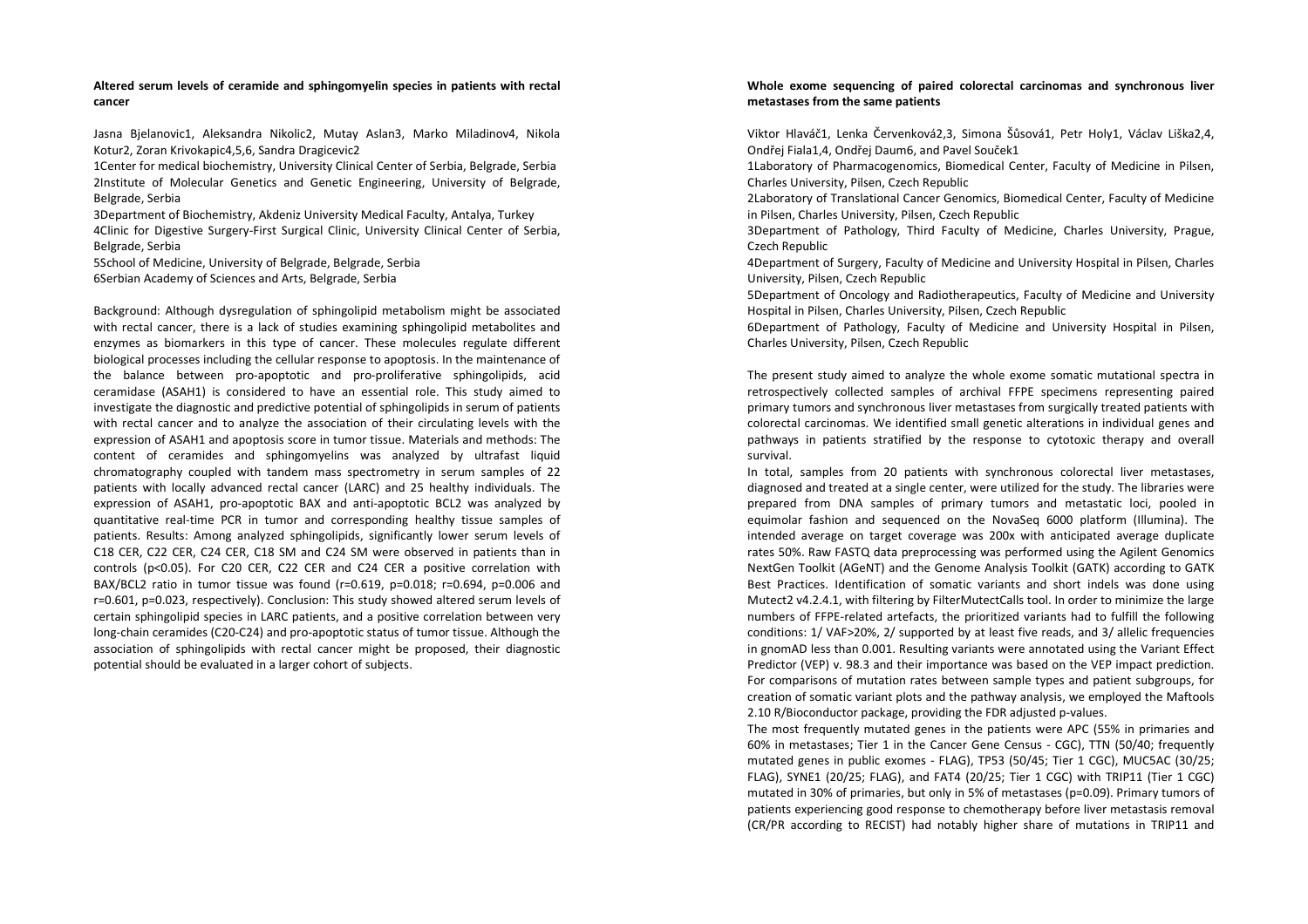**Altered serum levels of ceramide and sphingomyelin species in patients with rectal cancer**

Jasna Bjelanovic1, Aleksandra Nikolic2, Mutay Aslan3, Marko Miladinov4, Nikola Kotur2, Zoran Krivokapic4,5,6, Sandra Dragicevic2

1Center for medical biochemistry, University Clinical Center of Serbia, Belgrade, Serbia
2Institute of Molecular Genetics and Genetic Engineering, University of Belgrade, Belgrade, Serbia
3Department of Biochemistry, Akdeniz University Medical Faculty, Antalya, Turkey
4Clinic for Digestive Surgery-First Surgical Clinic, University Clinical Center of Serbia, Belgrade, Serbia
5School of Medicine, University of Belgrade, Belgrade, Serbia
6Serbian Academy of Sciences and Arts, Belgrade, Serbia

Background: Although dysregulation of sphingolipid metabolism might be associated with rectal cancer, there is a lack of studies examining sphingolipid metabolites and enzymes as biomarkers in this type of cancer. These molecules regulate different biological processes including the cellular response to apoptosis. In the maintenance of the balance between pro-apoptotic and pro-proliferative sphingolipids, acid ceramidase (ASAH1) is considered to have an essential role. This study aimed to investigate the diagnostic and predictive potential of sphingolipids in serum of patients with rectal cancer and to analyze the association of their circulating levels with the expression of ASAH1 and apoptosis score in tumor tissue. Materials and methods: The content of ceramides and sphingomyelins was analyzed by ultrafast liquid chromatography coupled with tandem mass spectrometry in serum samples of 22 patients with locally advanced rectal cancer (LARC) and 25 healthy individuals. The expression of ASAH1, pro-apoptotic BAX and anti-apoptotic BCL2 was analyzed by quantitative real-time PCR in tumor and corresponding healthy tissue samples of patients. Results: Among analyzed sphingolipids, significantly lower serum levels of C18 CER, C22 CER, C24 CER, C18 SM and C24 SM were observed in patients than in controls ($p<0.05$). For C20 CER, C22 CER and C24 CER a positive correlation with BAX/BCL2 ratio in tumor tissue was found ($r=0.619$, $p=0.018$; $r=0.694$, $p=0.006$ and $r=0.601$, $p=0.023$, respectively). Conclusion: This study showed altered serum levels of certain sphingolipid species in LARC patients, and a positive correlation between very long-chain ceramides (C20-C24) and pro-apoptotic status of tumor tissue. Although the association of sphingolipids with rectal cancer might be proposed, their diagnostic potential should be evaluated in a larger cohort of subjects.

**Whole exome sequencing of paired colorectal carcinomas and synchronous liver metastases from the same patients**

Viktor Hlaváč1, Lenka Červenková2,3, Simona Šůsová1, Petr Holy1, Václav Liška2,4, Ondřej Fiala1,4, Ondřej Daum6, and Pavel Souček1

1Laboratory of Pharmacogenomics, Biomedical Center, Faculty of Medicine in Pilsen, Charles University, Pilsen, Czech Republic
2Laboratory of Translational Cancer Genomics, Biomedical Center, Faculty of Medicine in Pilsen, Charles University, Pilsen, Czech Republic
3Department of Pathology, Third Faculty of Medicine, Charles University, Prague, Czech Republic
4Department of Surgery, Faculty of Medicine and University Hospital in Pilsen, Charles University, Pilsen, Czech Republic
5Department of Oncology and Radiotherapeutics, Faculty of Medicine and University Hospital in Pilsen, Charles University, Pilsen, Czech Republic
6Department of Pathology, Faculty of Medicine and University Hospital in Pilsen, Charles University, Pilsen, Czech Republic

The present study aimed to analyze the whole exome somatic mutational spectra in retrospectively collected samples of archival FFPE specimens representing paired primary tumors and synchronous liver metastases from surgically treated patients with colorectal carcinomas. We identified small genetic alterations in individual genes and pathways in patients stratified by the response to cytotoxic therapy and overall survival.

In total, samples from 20 patients with synchronous colorectal liver metastases, diagnosed and treated at a single center, were utilized for the study. The libraries were prepared from DNA samples of primary tumors and metastatic loci, pooled in equimolar fashion and sequenced on the NovaSeq 6000 platform (Illumina). The intended average on target coverage was 200x with anticipated average duplicate rates 50%. Raw FASTQ data preprocessing was performed using the Agilent Genomics NextGen Toolkit (AGeNT) and the Genome Analysis Toolkit (GATK) according to GATK Best Practices. Identification of somatic variants and short indels was done using Mutect2 v4.2.4.1, with filtering by FilterMutectCalls tool. In order to minimize the large numbers of FFPE-related artefacts, the prioritized variants had to fulfill the following conditions: 1/ VAF>20%, 2/ supported by at least five reads, and 3/ allelic frequencies in gnomAD less than 0.001. Resulting variants were annotated using the Variant Effect Predictor (VEP) v. 98.3 and their importance was based on the VEP impact prediction. For comparisons of mutation rates between sample types and patient subgroups, for creation of somatic variant plots and the pathway analysis, we employed the Maftools 2.10 R/Bioconductor package, providing the FDR adjusted p-values.

The most frequently mutated genes in the patients were APC (55% in primaries and 60% in metastases; Tier 1 in the Cancer Gene Census - CGC), TTN (50/40; frequently mutated genes in public exomes - FLAG), TP53 (50/45; Tier 1 CGC), MUC5AC (30/25; FLAG), SYNE1 (20/25; FLAG), and FAT4 (20/25; Tier 1 CGC) with TRIP11 (Tier 1 CGC) mutated in 30% of primaries, but only in 5% of metastases ($p=0.09$). Primary tumors of patients experiencing good response to chemotherapy before liver metastasis removal (CR/PR according to RECIST) had notably higher share of mutations in TRIP11 and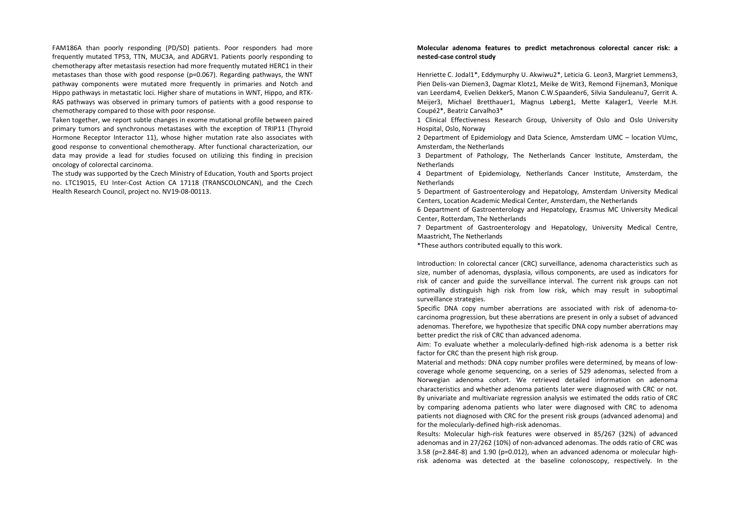FAM186A than poorly responding (PD/SD) patients. Poor responders had more frequently mutated TP53, TTN, MUC3A, and ADGRV1. Patients poorly responding to chemotherapy after metastasis resection had more frequently mutated HERC1 in their metastases than those with good response (p=0.067). Regarding pathways, the WNT pathway components were mutated more frequently in primaries and Notch and Hippo pathways in metastatic loci. Higher share of mutations in WNT, Hippo, and RTK-RAS pathways was observed in primary tumors of patients with a good response to chemotherapy compared to those with poor response.

Taken together, we report subtle changes in exome mutational profile between paired primary tumors and synchronous metastases with the exception of TRIP11 (Thyroid Hormone Receptor Interactor 11), whose higher mutation rate also associates with good response to conventional chemotherapy. After functional characterization, our data may provide a lead for studies focused on utilizing this finding in precision oncology of colorectal carcinoma.

The study was supported by the Czech Ministry of Education, Youth and Sports project no. LTC19015, EU Inter-Cost Action CA 17118 (TRANSCOLONCAN), and the Czech Health Research Council, project no. NV19-08-00113.

**Molecular adenoma features to predict metachronous colorectal cancer risk: a nested-case control study**

Henriette C. Jodal[1]*, Eddymurphy U. Akwiwu[2]*, Leticia G. Leon[3], Margriet Lemmens[3], Pien Delis-van Diemen[3], Dagmar Klotz[1], Meike de Wit[3], Remond Fijneman[3], Monique van Leerdam[4], Evelien Dekker[5], Manon C.W.Spaander[6], Silvia Sanduleanu[7], Gerrit A. Meijer[3], Michael Bretthauer[1], Magnus Løberg[1], Mette Kalager[1], Veerle M.H. Coupé[2]*, Beatriz Carvalho[3]*

1 Clinical Effectiveness Research Group, University of Oslo and Oslo University Hospital, Oslo, Norway

2 Department of Epidemiology and Data Science, Amsterdam UMC – location VUmc, Amsterdam, the Netherlands

3 Department of Pathology, The Netherlands Cancer Institute, Amsterdam, the Netherlands

4 Department of Epidemiology, Netherlands Cancer Institute, Amsterdam, the Netherlands

5 Department of Gastroenterology and Hepatology, Amsterdam University Medical Centers, Location Academic Medical Center, Amsterdam, the Netherlands

6 Department of Gastroenterology and Hepatology, Erasmus MC University Medical Center, Rotterdam, The Netherlands

7 Department of Gastroenterology and Hepatology, University Medical Centre, Maastricht, The Netherlands

*These authors contributed equally to this work.

Introduction: In colorectal cancer (CRC) surveillance, adenoma characteristics such as size, number of adenomas, dysplasia, villous components, are used as indicators for risk of cancer and guide the surveillance interval. The current risk groups can not optimally distinguish high risk from low risk, which may result in suboptimal surveillance strategies.

Specific DNA copy number aberrations are associated with risk of adenoma-to-carcinoma progression, but these aberrations are present in only a subset of advanced adenomas. Therefore, we hypothesize that specific DNA copy number aberrations may better predict the risk of CRC than advanced adenoma.

Aim: To evaluate whether a molecularly-defined high-risk adenoma is a better risk factor for CRC than the present high risk group.

Material and methods: DNA copy number profiles were determined, by means of low-coverage whole genome sequencing, on a series of 529 adenomas, selected from a Norwegian adenoma cohort. We retrieved detailed information on adenoma characteristics and whether adenoma patients later were diagnosed with CRC or not. By univariate and multivariate regression analysis we estimated the odds ratio of CRC by comparing adenoma patients who later were diagnosed with CRC to adenoma patients not diagnosed with CRC for the present risk groups (advanced adenoma) and for the molecularly-defined high-risk adenomas.

Results: Molecular high-risk features were observed in 85/267 (32%) of advanced adenomas and in 27/262 (10%) of non-advanced adenomas. The odds ratio of CRC was 3.58 (p=2.84E-8) and 1.90 (p=0.012), when an advanced adenoma or molecular high-risk adenoma was detected at the baseline colonoscopy, respectively. In the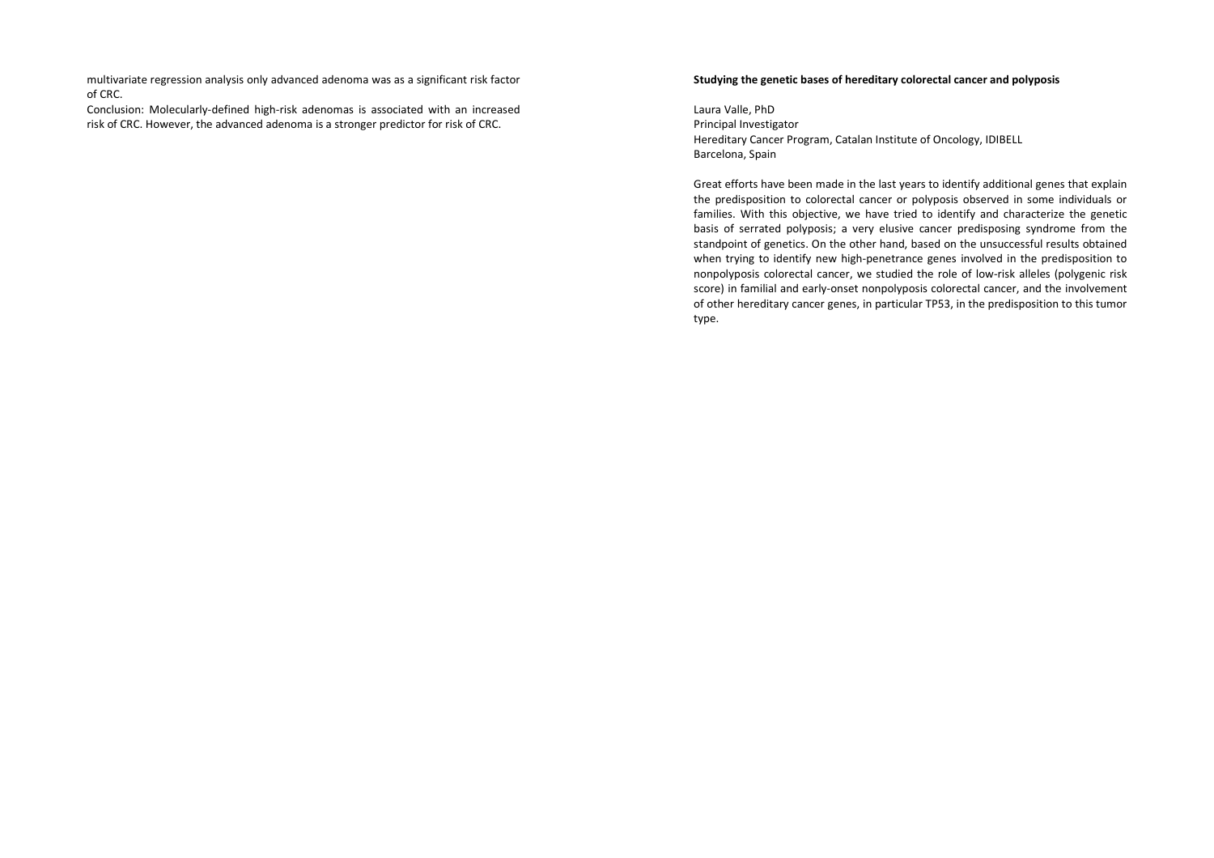multivariate regression analysis only advanced adenoma was as a significant risk factor of CRC.

Conclusion: Molecularly-defined high-risk adenomas is associated with an increased risk of CRC. However, the advanced adenoma is a stronger predictor for risk of CRC.

**Studying the genetic bases of hereditary colorectal cancer and polyposis**

Laura Valle, PhD
Principal Investigator
Hereditary Cancer Program, Catalan Institute of Oncology, IDIBELL
Barcelona, Spain

Great efforts have been made in the last years to identify additional genes that explain the predisposition to colorectal cancer or polyposis observed in some individuals or families. With this objective, we have tried to identify and characterize the genetic basis of serrated polyposis; a very elusive cancer predisposing syndrome from the standpoint of genetics. On the other hand, based on the unsuccessful results obtained when trying to identify new high-penetrance genes involved in the predisposition to nonpolyposis colorectal cancer, we studied the role of low-risk alleles (polygenic risk score) in familial and early-onset nonpolyposis colorectal cancer, and the involvement of other hereditary cancer genes, in particular TP53, in the predisposition to this tumor type.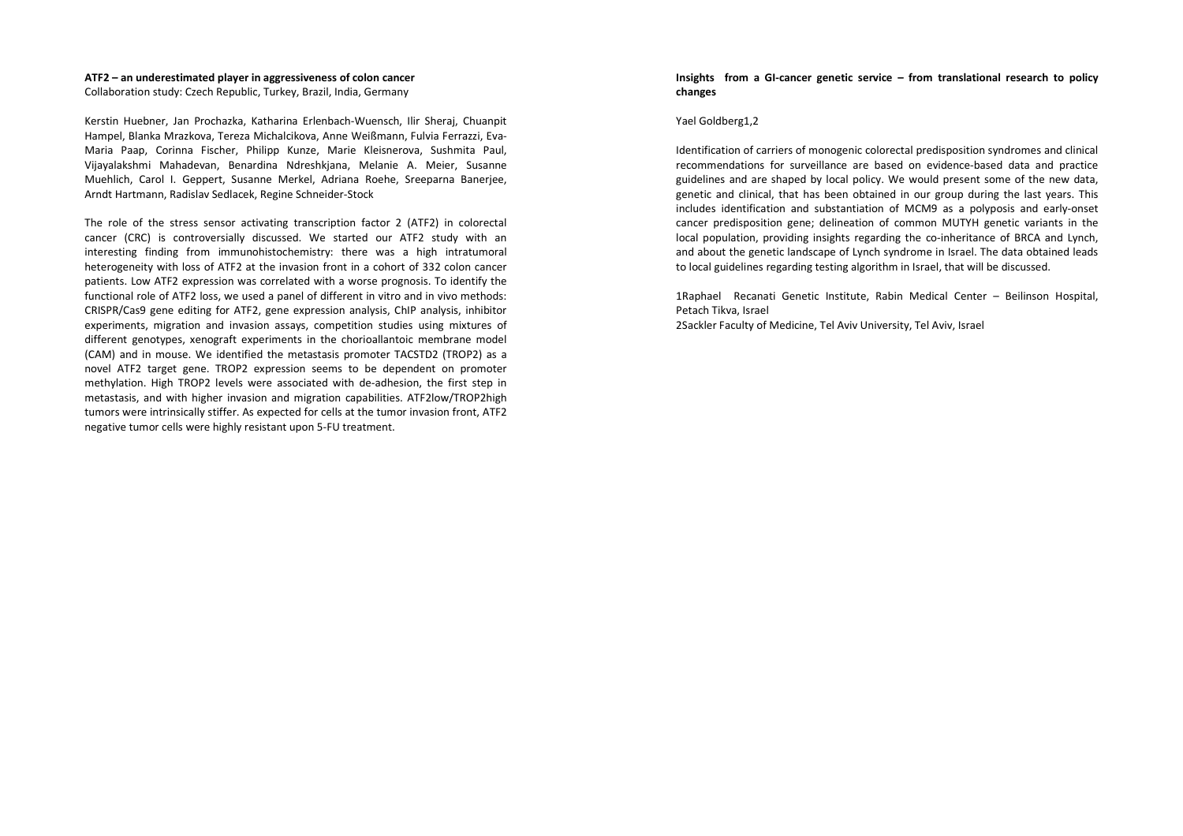**ATF2 – an underestimated player in aggressiveness of colon cancer**
Collaboration study: Czech Republic, Turkey, Brazil, India, Germany

Kerstin Huebner, Jan Prochazka, Katharina Erlenbach-Wuensch, Ilir Sheraj, Chuanpit Hampel, Blanka Mrazkova, Tereza Michalcikova, Anne Weißmann, Fulvia Ferrazzi, Eva-Maria Paap, Corinna Fischer, Philipp Kunze, Marie Kleisnerova, Sushmita Paul, Vijayalakshmi Mahadevan, Benardina Ndreshkjana, Melanie A. Meier, Susanne Muehlich, Carol I. Geppert, Susanne Merkel, Adriana Roehe, Sreeparna Banerjee, Arndt Hartmann, Radislav Sedlacek, Regine Schneider-Stock

The role of the stress sensor activating transcription factor 2 (ATF2) in colorectal cancer (CRC) is controversially discussed. We started our ATF2 study with an interesting finding from immunohistochemistry: there was a high intratumoral heterogeneity with loss of ATF2 at the invasion front in a cohort of 332 colon cancer patients. Low ATF2 expression was correlated with a worse prognosis. To identify the functional role of ATF2 loss, we used a panel of different in vitro and in vivo methods: CRISPR/Cas9 gene editing for ATF2, gene expression analysis, ChIP analysis, inhibitor experiments, migration and invasion assays, competition studies using mixtures of different genotypes, xenograft experiments in the chorioallantoic membrane model (CAM) and in mouse. We identified the metastasis promoter TACSTD2 (TROP2) as a novel ATF2 target gene. TROP2 expression seems to be dependent on promoter methylation. High TROP2 levels were associated with de-adhesion, the first step in metastasis, and with higher invasion and migration capabilities. ATF2low/TROP2high tumors were intrinsically stiffer. As expected for cells at the tumor invasion front, ATF2 negative tumor cells were highly resistant upon 5-FU treatment.

**Insights from a GI-cancer genetic service – from translational research to policy changes**

Yael Goldberg[1,2]

Identification of carriers of monogenic colorectal predisposition syndromes and clinical recommendations for surveillance are based on evidence-based data and practice guidelines and are shaped by local policy. We would present some of the new data, genetic and clinical, that has been obtained in our group during the last years. This includes identification and substantiation of MCM9 as a polyposis and early-onset cancer predisposition gene; delineation of common MUTYH genetic variants in the local population, providing insights regarding the co-inheritance of BRCA and Lynch, and about the genetic landscape of Lynch syndrome in Israel. The data obtained leads to local guidelines regarding testing algorithm in Israel, that will be discussed.

[1]Raphael Recanati Genetic Institute, Rabin Medical Center – Beilinson Hospital, Petach Tikva, Israel
[2]Sackler Faculty of Medicine, Tel Aviv University, Tel Aviv, Israel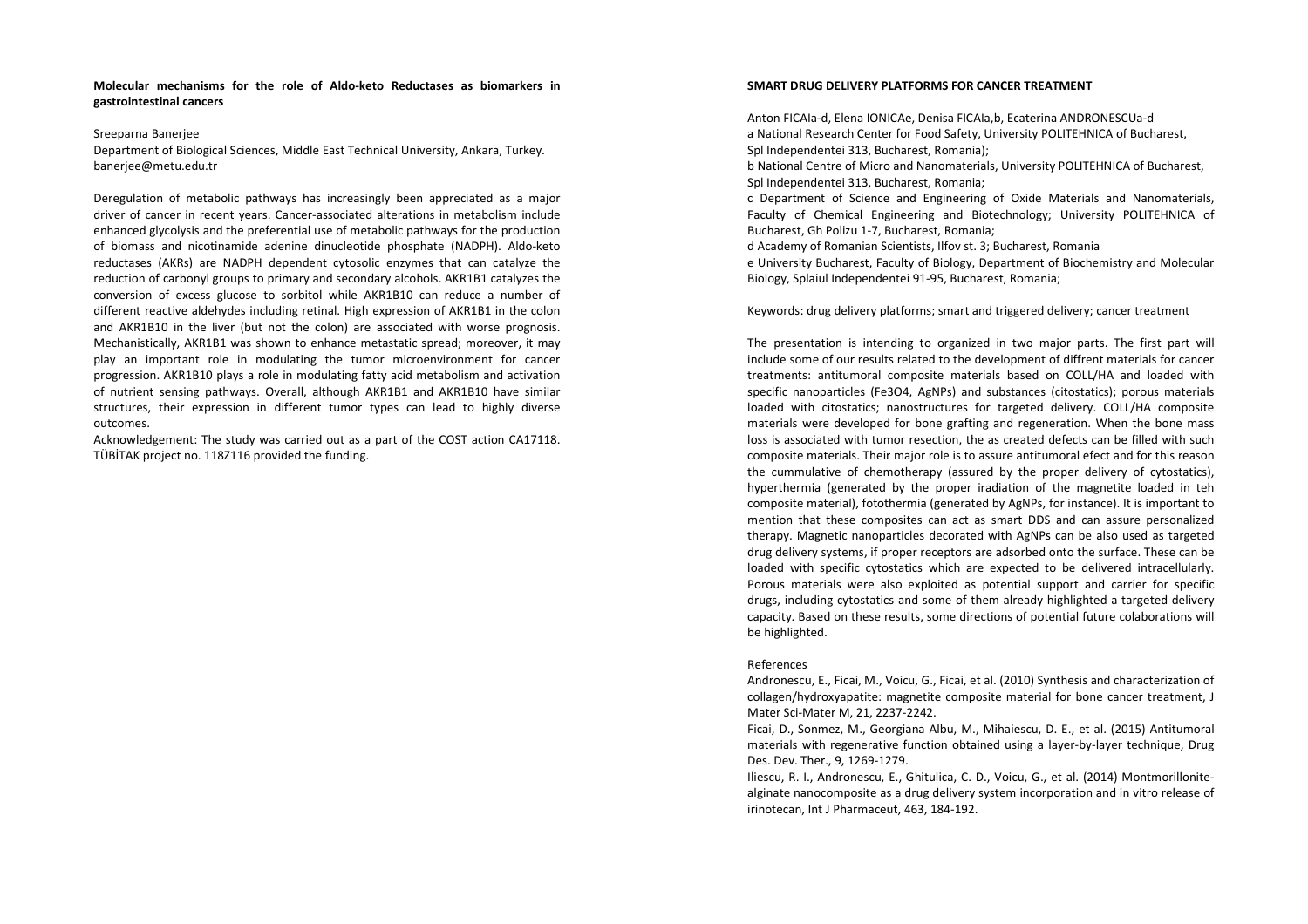**Molecular mechanisms for the role of Aldo-keto Reductases as biomarkers in gastrointestinal cancers**

Sreeparna Banerjee

Department of Biological Sciences, Middle East Technical University, Ankara, Turkey.
banerjee@metu.edu.tr

Deregulation of metabolic pathways has increasingly been appreciated as a major driver of cancer in recent years. Cancer-associated alterations in metabolism include enhanced glycolysis and the preferential use of metabolic pathways for the production of biomass and nicotinamide adenine dinucleotide phosphate (NADPH). Aldo-keto reductases (AKRs) are NADPH dependent cytosolic enzymes that can catalyze the reduction of carbonyl groups to primary and secondary alcohols. AKR1B1 catalyzes the conversion of excess glucose to sorbitol while AKR1B10 can reduce a number of different reactive aldehydes including retinal. High expression of AKR1B1 in the colon and AKR1B10 in the liver (but not the colon) are associated with worse prognosis. Mechanistically, AKR1B1 was shown to enhance metastatic spread; moreover, it may play an important role in modulating the tumor microenvironment for cancer progression. AKR1B10 plays a role in modulating fatty acid metabolism and activation of nutrient sensing pathways. Overall, although AKR1B1 and AKR1B10 have similar structures, their expression in different tumor types can lead to highly diverse outcomes.

Acknowledgement: The study was carried out as a part of the COST action CA17118. TÜBİTAK project no. 118Z116 provided the funding.

**SMART DRUG DELIVERY PLATFORMS FOR CANCER TREATMENT**

Anton FICAI[a-d], Elena IONICA[e], Denisa FICAI[a,b], Ecaterina ANDRONESCU[a-d]

[a] National Research Center for Food Safety, University POLITEHNICA of Bucharest, Spl Independentei 313, Bucharest, Romania);

[b] National Centre of Micro and Nanomaterials, University POLITEHNICA of Bucharest, Spl Independentei 313, Bucharest, Romania;

[c] Department of Science and Engineering of Oxide Materials and Nanomaterials, Faculty of Chemical Engineering and Biotechnology; University POLITEHNICA of Bucharest, Gh Polizu 1-7, Bucharest, Romania;

[d] Academy of Romanian Scientists, Ilfov st. 3; Bucharest, Romania

[e] University Bucharest, Faculty of Biology, Department of Biochemistry and Molecular Biology, Splaiul Independentei 91-95, Bucharest, Romania;

Keywords: drug delivery platforms; smart and triggered delivery; cancer treatment

The presentation is intending to organized in two major parts. The first part will include some of our results related to the development of diffrent materials for cancer treatments: antitumoral composite materials based on COLL/HA and loaded with specific nanoparticles ($Fe_3O_4$, AgNPs) and substances (citostatics); porous materials loaded with citostatics; nanostructures for targeted delivery. COLL/HA composite materials were developed for bone grafting and regeneration. When the bone mass loss is associated with tumor resection, the as created defects can be filled with such composite materials. Their major role is to assure antitumoral efect and for this reason the cummulative of chemotherapy (assured by the proper delivery of cytostatics), hyperthermia (generated by the proper iradiation of the magnetite loaded in teh composite material), fotothermia (generated by AgNPs, for instance). It is important to mention that these composites can act as smart DDS and can assure personalized therapy. Magnetic nanoparticles decorated with AgNPs can be also used as targeted drug delivery systems, if proper receptors are adsorbed onto the surface. These can be loaded with specific cytostatics which are expected to be delivered intracellularly. Porous materials were also exploited as potential support and carrier for specific drugs, including cytostatics and some of them already highlighted a targeted delivery capacity. Based on these results, some directions of potential future colaborations will be highlighted.

References

Andronescu, E., Ficai, M., Voicu, G., Ficai, et al. (2010) Synthesis and characterization of collagen/hydroxyapatite: magnetite composite material for bone cancer treatment, J Mater Sci-Mater M, 21, 2237-2242.

Ficai, D., Sonmez, M., Georgiana Albu, M., Mihaiescu, D. E., et al. (2015) Antitumoral materials with regenerative function obtained using a layer-by-layer technique, Drug Des. Dev. Ther., 9, 1269-1279.

Iliescu, R. I., Andronescu, E., Ghitulica, C. D., Voicu, G., et al. (2014) Montmorillonite-alginate nanocomposite as a drug delivery system incorporation and in vitro release of irinotecan, Int J Pharmaceut, 463, 184-192.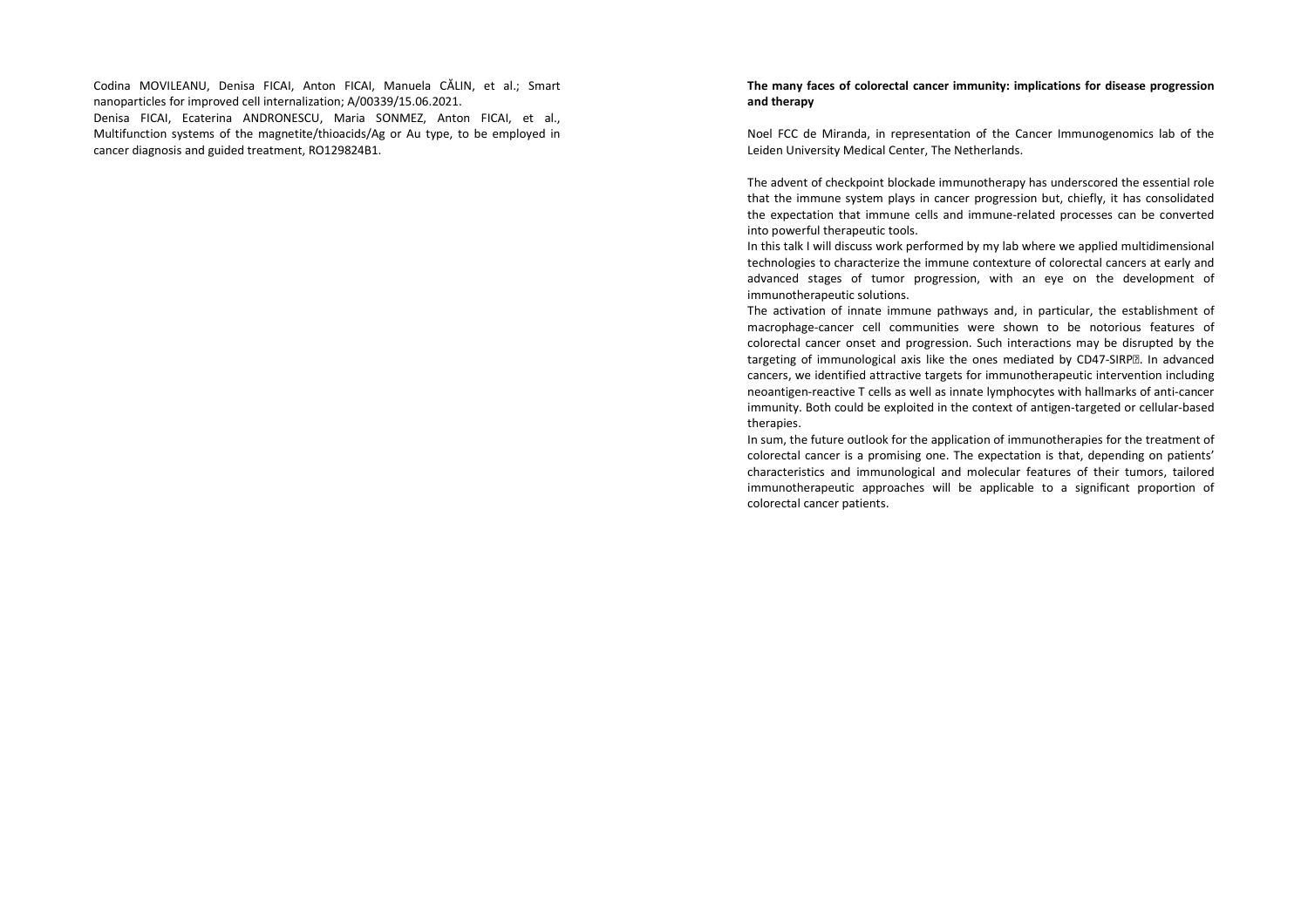Codina MOVILEANU, Denisa FICAI, Anton FICAI, Manuela CĂLIN, et al.; Smart nanoparticles for improved cell internalization; A/00339/15.06.2021.

Denisa FICAI, Ecaterina ANDRONESCU, Maria SONMEZ, Anton FICAI, et al., Multifunction systems of the magnetite/thioacids/Ag or Au type, to be employed in cancer diagnosis and guided treatment, RO129824B1.

**The many faces of colorectal cancer immunity: implications for disease progression and therapy**

Noel FCC de Miranda, in representation of the Cancer Immunogenomics lab of the Leiden University Medical Center, The Netherlands.

The advent of checkpoint blockade immunotherapy has underscored the essential role that the immune system plays in cancer progression but, chiefly, it has consolidated the expectation that immune cells and immune-related processes can be converted into powerful therapeutic tools.

In this talk I will discuss work performed by my lab where we applied multidimensional technologies to characterize the immune contexture of colorectal cancers at early and advanced stages of tumor progression, with an eye on the development of immunotherapeutic solutions.

The activation of innate immune pathways and, in particular, the establishment of macrophage-cancer cell communities were shown to be notorious features of colorectal cancer onset and progression. Such interactions may be disrupted by the targeting of immunological axis like the ones mediated by CD47-SIRP. In advanced cancers, we identified attractive targets for immunotherapeutic intervention including neoantigen-reactive T cells as well as innate lymphocytes with hallmarks of anti-cancer immunity. Both could be exploited in the context of antigen-targeted or cellular-based therapies.

In sum, the future outlook for the application of immunotherapies for the treatment of colorectal cancer is a promising one. The expectation is that, depending on patients' characteristics and immunological and molecular features of their tumors, tailored immunotherapeutic approaches will be applicable to a significant proportion of colorectal cancer patients.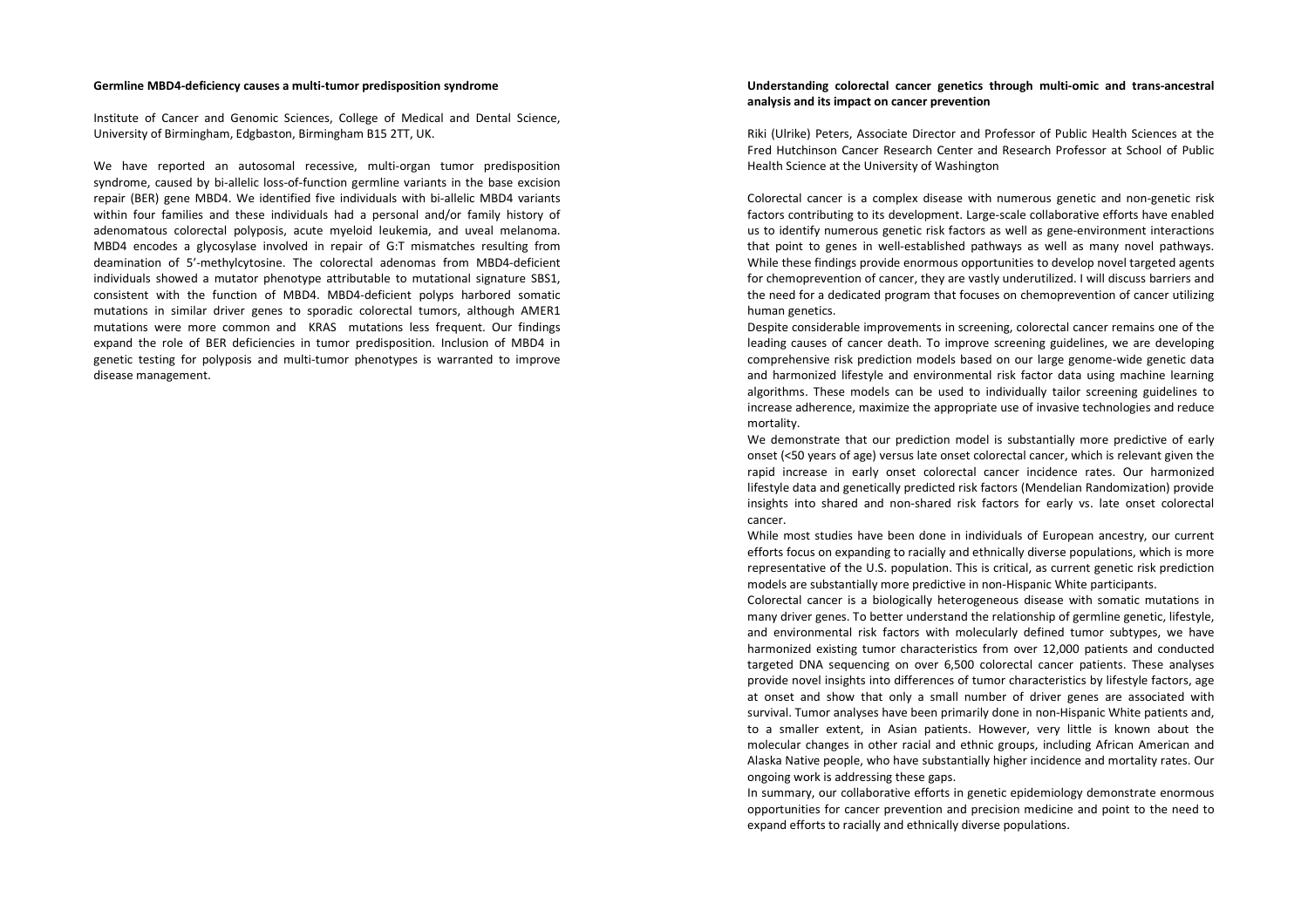**Germline MBD4-deficiency causes a multi-tumor predisposition syndrome**

Institute of Cancer and Genomic Sciences, College of Medical and Dental Science, University of Birmingham, Edgbaston, Birmingham B15 2TT, UK.

We have reported an autosomal recessive, multi-organ tumor predisposition syndrome, caused by bi-allelic loss-of-function germline variants in the base excision repair (BER) gene MBD4. We identified five individuals with bi-allelic MBD4 variants within four families and these individuals had a personal and/or family history of adenomatous colorectal polyposis, acute myeloid leukemia, and uveal melanoma. MBD4 encodes a glycosylase involved in repair of G:T mismatches resulting from deamination of 5'-methylcytosine. The colorectal adenomas from MBD4-deficient individuals showed a mutator phenotype attributable to mutational signature SBS1, consistent with the function of MBD4. MBD4-deficient polyps harbored somatic mutations in similar driver genes to sporadic colorectal tumors, although AMER1 mutations were more common and KRAS mutations less frequent. Our findings expand the role of BER deficiencies in tumor predisposition. Inclusion of MBD4 in genetic testing for polyposis and multi-tumor phenotypes is warranted to improve disease management.

**Understanding colorectal cancer genetics through multi-omic and trans-ancestral analysis and its impact on cancer prevention**

Riki (Ulrike) Peters, Associate Director and Professor of Public Health Sciences at the Fred Hutchinson Cancer Research Center and Research Professor at School of Public Health Science at the University of Washington

Colorectal cancer is a complex disease with numerous genetic and non-genetic risk factors contributing to its development. Large-scale collaborative efforts have enabled us to identify numerous genetic risk factors as well as gene-environment interactions that point to genes in well-established pathways as well as many novel pathways. While these findings provide enormous opportunities to develop novel targeted agents for chemoprevention of cancer, they are vastly underutilized. I will discuss barriers and the need for a dedicated program that focuses on chemoprevention of cancer utilizing human genetics.

Despite considerable improvements in screening, colorectal cancer remains one of the leading causes of cancer death. To improve screening guidelines, we are developing comprehensive risk prediction models based on our large genome-wide genetic data and harmonized lifestyle and environmental risk factor data using machine learning algorithms. These models can be used to individually tailor screening guidelines to increase adherence, maximize the appropriate use of invasive technologies and reduce mortality.

We demonstrate that our prediction model is substantially more predictive of early onset (<50 years of age) versus late onset colorectal cancer, which is relevant given the rapid increase in early onset colorectal cancer incidence rates. Our harmonized lifestyle data and genetically predicted risk factors (Mendelian Randomization) provide insights into shared and non-shared risk factors for early vs. late onset colorectal cancer.

While most studies have been done in individuals of European ancestry, our current efforts focus on expanding to racially and ethnically diverse populations, which is more representative of the U.S. population. This is critical, as current genetic risk prediction models are substantially more predictive in non-Hispanic White participants.

Colorectal cancer is a biologically heterogeneous disease with somatic mutations in many driver genes. To better understand the relationship of germline genetic, lifestyle, and environmental risk factors with molecularly defined tumor subtypes, we have harmonized existing tumor characteristics from over 12,000 patients and conducted targeted DNA sequencing on over 6,500 colorectal cancer patients. These analyses provide novel insights into differences of tumor characteristics by lifestyle factors, age at onset and show that only a small number of driver genes are associated with survival. Tumor analyses have been primarily done in non-Hispanic White patients and, to a smaller extent, in Asian patients. However, very little is known about the molecular changes in other racial and ethnic groups, including African American and Alaska Native people, who have substantially higher incidence and mortality rates. Our ongoing work is addressing these gaps.

In summary, our collaborative efforts in genetic epidemiology demonstrate enormous opportunities for cancer prevention and precision medicine and point to the need to expand efforts to racially and ethnically diverse populations.